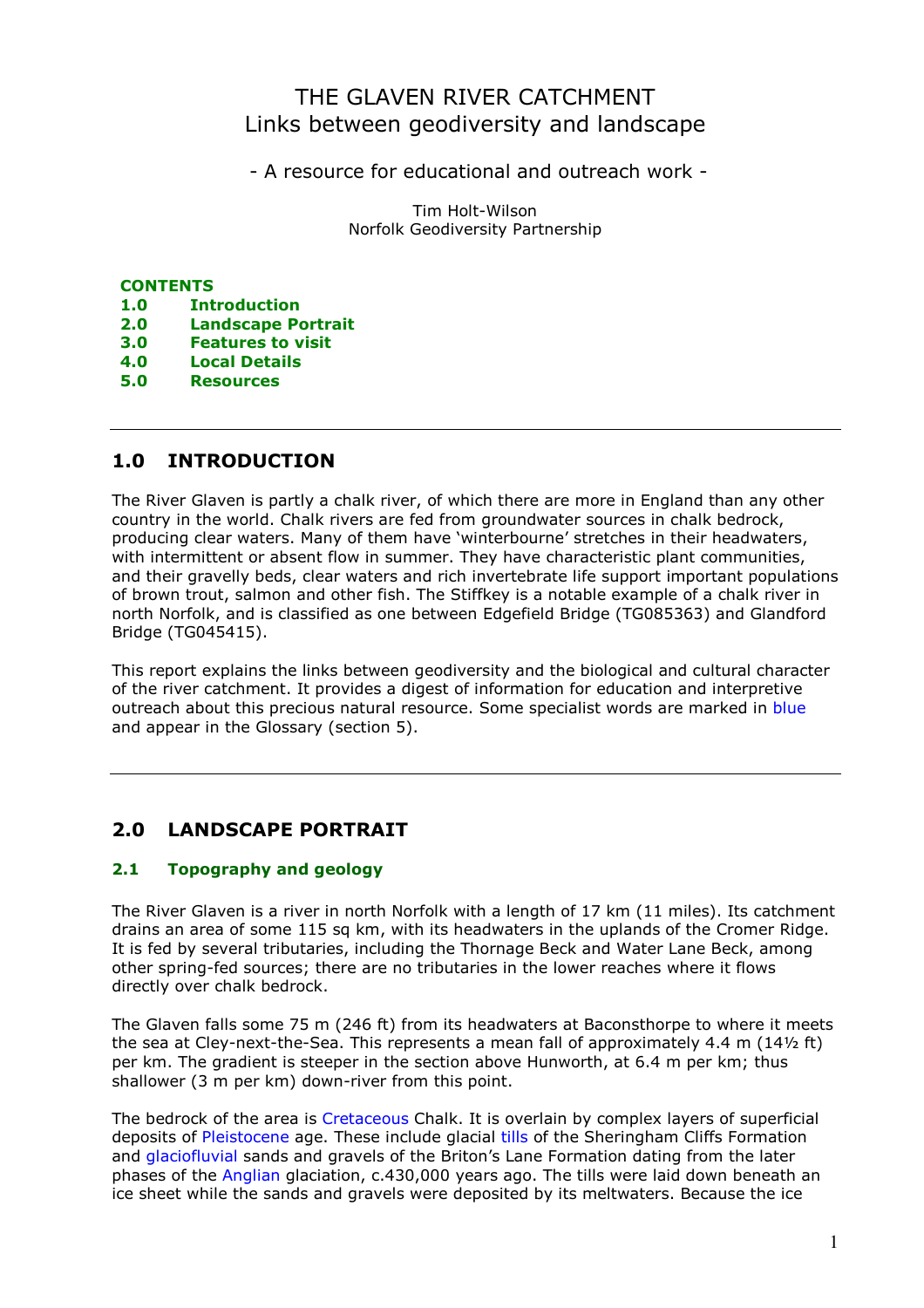# THE GLAVEN RIVER CATCHMENT
# Links between geodiversity and landscape

- A resource for educational and outreach work -

Tim Holt-Wilson
Norfolk Geodiversity Partnership

**CONTENTS**

**1.0 Introduction**
**2.0 Landscape Portrait**
**3.0 Features to visit**
**4.0 Local Details**
**5.0 Resources**

---

## 1.0 INTRODUCTION

The River Glaven is partly a chalk river, of which there are more in England than any other country in the world. Chalk rivers are fed from groundwater sources in chalk bedrock, producing clear waters. Many of them have 'winterbourne' stretches in their headwaters, with intermittent or absent flow in summer. They have characteristic plant communities, and their gravelly beds, clear waters and rich invertebrate life support important populations of brown trout, salmon and other fish. The Stiffkey is a notable example of a chalk river in north Norfolk, and is classified as one between Edgefield Bridge (TG085363) and Glandford Bridge (TG045415).

This report explains the links between geodiversity and the biological and cultural character of the river catchment. It provides a digest of information for education and interpretive outreach about this precious natural resource. Some specialist words are marked in blue and appear in the Glossary (section 5).

---

## 2.0 LANDSCAPE PORTRAIT

### 2.1 Topography and geology

The River Glaven is a river in north Norfolk with a length of 17 km (11 miles). Its catchment drains an area of some 115 sq km, with its headwaters in the uplands of the Cromer Ridge. It is fed by several tributaries, including the Thornage Beck and Water Lane Beck, among other spring-fed sources; there are no tributaries in the lower reaches where it flows directly over chalk bedrock.

The Glaven falls some 75 m (246 ft) from its headwaters at Baconsthorpe to where it meets the sea at Cley-next-the-Sea. This represents a mean fall of approximately 4.4 m (14½ ft) per km. The gradient is steeper in the section above Hunworth, at 6.4 m per km; thus shallower (3 m per km) down-river from this point.

The bedrock of the area is Cretaceous Chalk. It is overlain by complex layers of superficial deposits of Pleistocene age. These include glacial tills of the Sheringham Cliffs Formation and glaciofluvial sands and gravels of the Briton's Lane Formation dating from the later phases of the Anglian glaciation, c.430,000 years ago. The tills were laid down beneath an ice sheet while the sands and gravels were deposited by its meltwaters. Because the ice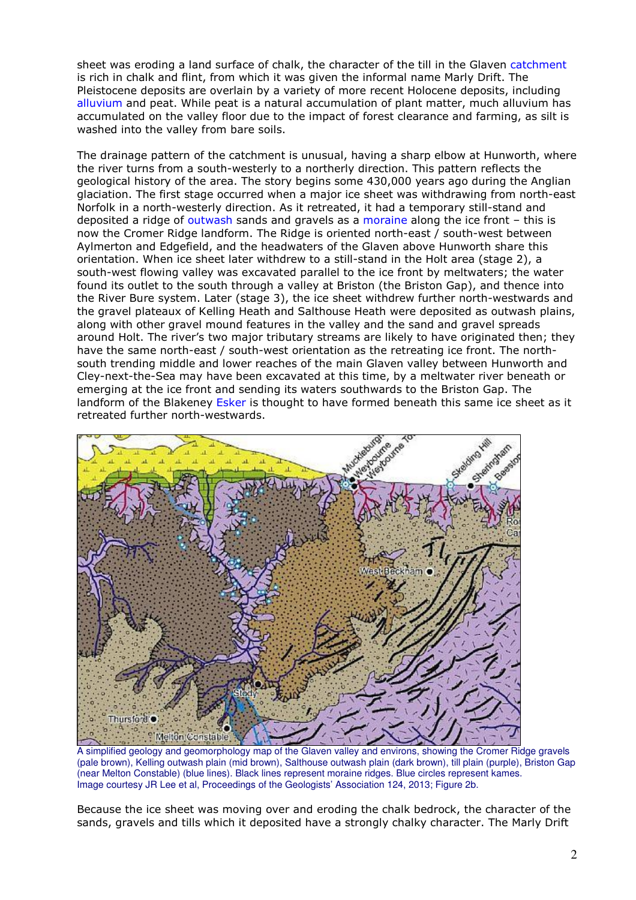sheet was eroding a land surface of chalk, the character of the till in the Glaven catchment is rich in chalk and flint, from which it was given the informal name Marly Drift. The Pleistocene deposits are overlain by a variety of more recent Holocene deposits, including alluvium and peat. While peat is a natural accumulation of plant matter, much alluvium has accumulated on the valley floor due to the impact of forest clearance and farming, as silt is washed into the valley from bare soils.

The drainage pattern of the catchment is unusual, having a sharp elbow at Hunworth, where the river turns from a south-westerly to a northerly direction. This pattern reflects the geological history of the area. The story begins some 430,000 years ago during the Anglian glaciation. The first stage occurred when a major ice sheet was withdrawing from north-east Norfolk in a north-westerly direction. As it retreated, it had a temporary still-stand and deposited a ridge of outwash sands and gravels as a moraine along the ice front – this is now the Cromer Ridge landform. The Ridge is oriented north-east / south-west between Aylmerton and Edgefield, and the headwaters of the Glaven above Hunworth share this orientation. When ice sheet later withdrew to a still-stand in the Holt area (stage 2), a south-west flowing valley was excavated parallel to the ice front by meltwaters; the water found its outlet to the south through a valley at Briston (the Briston Gap), and thence into the River Bure system. Later (stage 3), the ice sheet withdrew further north-westwards and the gravel plateaux of Kelling Heath and Salthouse Heath were deposited as outwash plains, along with other gravel mound features in the valley and the sand and gravel spreads around Holt. The river's two major tributary streams are likely to have originated then; they have the same north-east / south-west orientation as the retreating ice front. The north-south trending middle and lower reaches of the main Glaven valley between Hunworth and Cley-next-the-Sea may have been excavated at this time, by a meltwater river beneath or emerging at the ice front and sending its waters southwards to the Briston Gap. The landform of the Blakeney Esker is thought to have formed beneath this same ice sheet as it retreated further north-westwards.

A simplified geology and geomorphology map of the Glaven valley and environs, showing the Cromer Ridge gravels (pale brown), Kelling outwash plain (mid brown), Salthouse outwash plain (dark brown), till plain (purple), Briston Gap (near Melton Constable) (blue lines). Black lines represent moraine ridges. Blue circles represent kames. Image courtesy JR Lee et al, Proceedings of the Geologists' Association 124, 2013; Figure 2b.

Because the ice sheet was moving over and eroding the chalk bedrock, the character of the sands, gravels and tills which it deposited have a strongly chalky character. The Marly Drift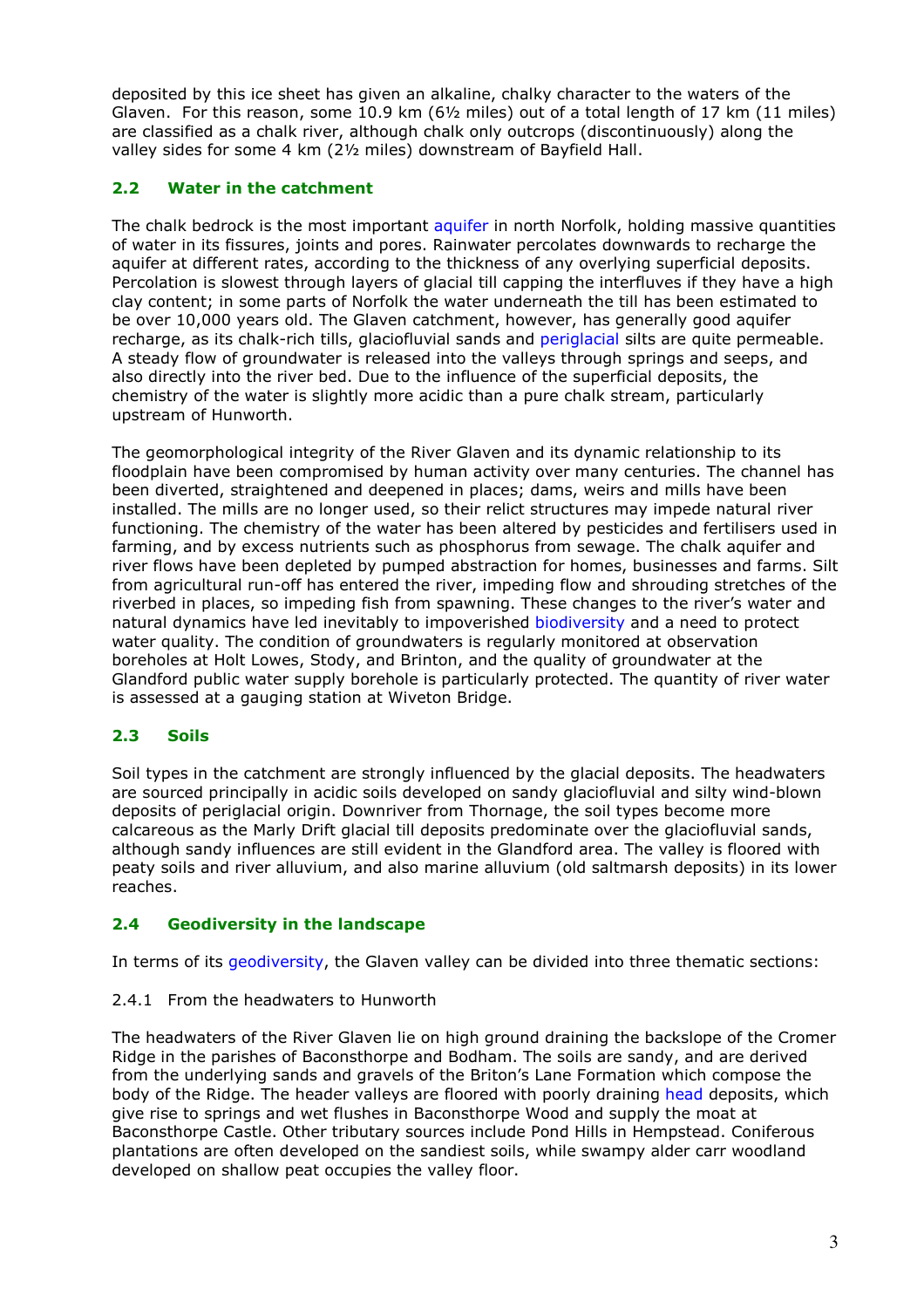deposited by this ice sheet has given an alkaline, chalky character to the waters of the Glaven. For this reason, some 10.9 km (6½ miles) out of a total length of 17 km (11 miles) are classified as a chalk river, although chalk only outcrops (discontinuously) along the valley sides for some 4 km (2½ miles) downstream of Bayfield Hall.

## 2.2 Water in the catchment

The chalk bedrock is the most important aquifer in north Norfolk, holding massive quantities of water in its fissures, joints and pores. Rainwater percolates downwards to recharge the aquifer at different rates, according to the thickness of any overlying superficial deposits. Percolation is slowest through layers of glacial till capping the interfluves if they have a high clay content; in some parts of Norfolk the water underneath the till has been estimated to be over 10,000 years old. The Glaven catchment, however, has generally good aquifer recharge, as its chalk-rich tills, glaciofluvial sands and periglacial silts are quite permeable. A steady flow of groundwater is released into the valleys through springs and seeps, and also directly into the river bed. Due to the influence of the superficial deposits, the chemistry of the water is slightly more acidic than a pure chalk stream, particularly upstream of Hunworth.

The geomorphological integrity of the River Glaven and its dynamic relationship to its floodplain have been compromised by human activity over many centuries. The channel has been diverted, straightened and deepened in places; dams, weirs and mills have been installed. The mills are no longer used, so their relict structures may impede natural river functioning. The chemistry of the water has been altered by pesticides and fertilisers used in farming, and by excess nutrients such as phosphorus from sewage. The chalk aquifer and river flows have been depleted by pumped abstraction for homes, businesses and farms. Silt from agricultural run-off has entered the river, impeding flow and shrouding stretches of the riverbed in places, so impeding fish from spawning. These changes to the river's water and natural dynamics have led inevitably to impoverished biodiversity and a need to protect water quality. The condition of groundwaters is regularly monitored at observation boreholes at Holt Lowes, Stody, and Brinton, and the quality of groundwater at the Glandford public water supply borehole is particularly protected. The quantity of river water is assessed at a gauging station at Wiveton Bridge.

## 2.3 Soils

Soil types in the catchment are strongly influenced by the glacial deposits. The headwaters are sourced principally in acidic soils developed on sandy glaciofluvial and silty wind-blown deposits of periglacial origin. Downriver from Thornage, the soil types become more calcareous as the Marly Drift glacial till deposits predominate over the glaciofluvial sands, although sandy influences are still evident in the Glandford area. The valley is floored with peaty soils and river alluvium, and also marine alluvium (old saltmarsh deposits) in its lower reaches.

## 2.4 Geodiversity in the landscape

In terms of its geodiversity, the Glaven valley can be divided into three thematic sections:

### 2.4.1 From the headwaters to Hunworth

The headwaters of the River Glaven lie on high ground draining the backslope of the Cromer Ridge in the parishes of Baconsthorpe and Bodham. The soils are sandy, and are derived from the underlying sands and gravels of the Briton's Lane Formation which compose the body of the Ridge. The header valleys are floored with poorly draining head deposits, which give rise to springs and wet flushes in Baconsthorpe Wood and supply the moat at Baconsthorpe Castle. Other tributary sources include Pond Hills in Hempstead. Coniferous plantations are often developed on the sandiest soils, while swampy alder carr woodland developed on shallow peat occupies the valley floor.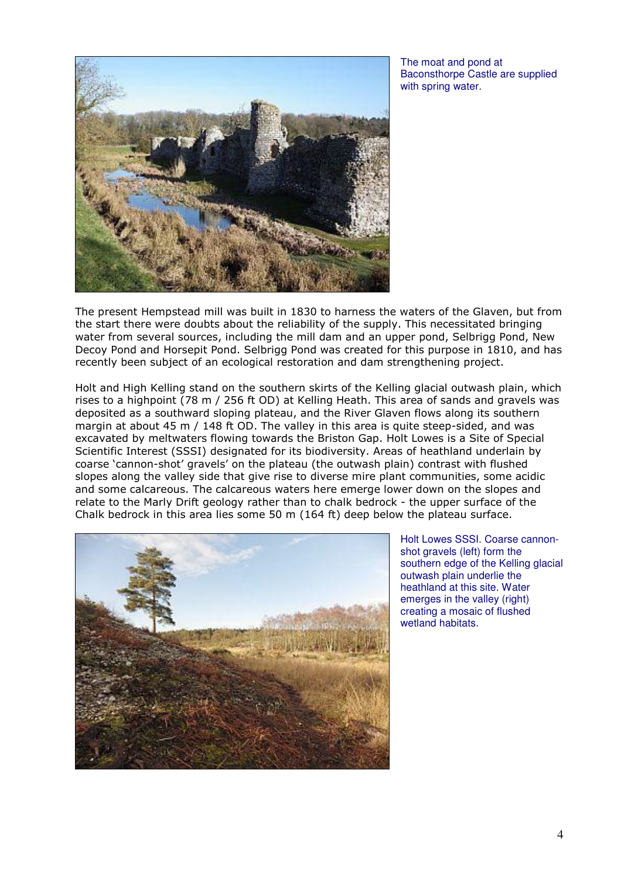The moat and pond at Baconsthorpe Castle are supplied with spring water.

The present Hempstead mill was built in 1830 to harness the waters of the Glaven, but from the start there were doubts about the reliability of the supply. This necessitated bringing water from several sources, including the mill dam and an upper pond, Selbrigg Pond, New Decoy Pond and Horsepit Pond. Selbrigg Pond was created for this purpose in 1810, and has recently been subject of an ecological restoration and dam strengthening project.

Holt and High Kelling stand on the southern skirts of the Kelling glacial outwash plain, which rises to a highpoint (78 m / 256 ft OD) at Kelling Heath. This area of sands and gravels was deposited as a southward sloping plateau, and the River Glaven flows along its southern margin at about 45 m / 148 ft OD. The valley in this area is quite steep-sided, and was excavated by meltwaters flowing towards the Briston Gap. Holt Lowes is a Site of Special Scientific Interest (SSSI) designated for its biodiversity. Areas of heathland underlain by coarse 'cannon-shot' gravels on the plateau (the outwash plain) contrast with flushed slopes along the valley side that give rise to diverse mire plant communities, some acidic and some calcareous. The calcareous waters here emerge lower down on the slopes and relate to the Marly Drift geology rather than to chalk bedrock - the upper surface of the Chalk bedrock in this area lies some 50 m (164 ft) deep below the plateau surface.

Holt Lowes SSSI. Coarse cannon-shot gravels (left) form the southern edge of the Kelling glacial outwash plain underlie the heathland at this site. Water emerges in the valley (right) creating a mosaic of flushed wetland habitats.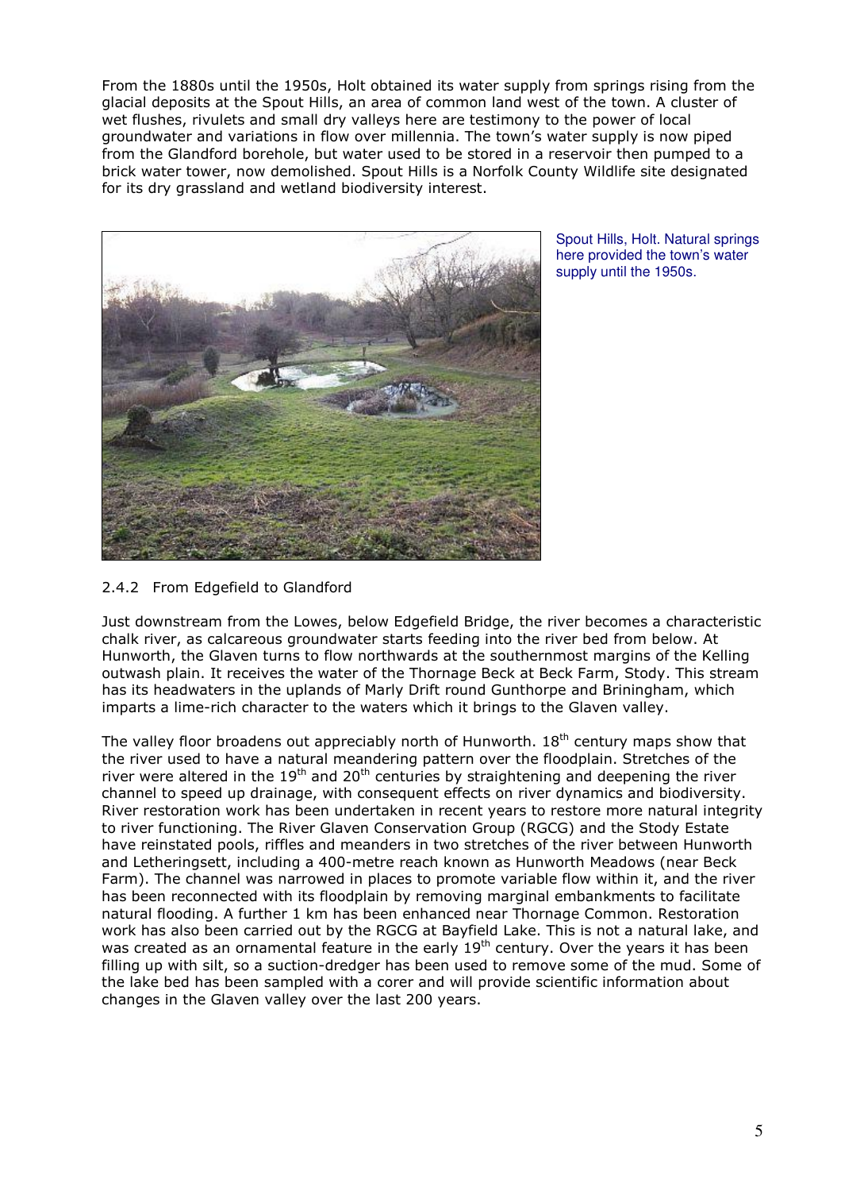From the 1880s until the 1950s, Holt obtained its water supply from springs rising from the glacial deposits at the Spout Hills, an area of common land west of the town. A cluster of wet flushes, rivulets and small dry valleys here are testimony to the power of local groundwater and variations in flow over millennia. The town's water supply is now piped from the Glandford borehole, but water used to be stored in a reservoir then pumped to a brick water tower, now demolished. Spout Hills is a Norfolk County Wildlife site designated for its dry grassland and wetland biodiversity interest.

Spout Hills, Holt. Natural springs here provided the town's water supply until the 1950s.

### 2.4.2 From Edgefield to Glandford

Just downstream from the Lowes, below Edgefield Bridge, the river becomes a characteristic chalk river, as calcareous groundwater starts feeding into the river bed from below. At Hunworth, the Glaven turns to flow northwards at the southernmost margins of the Kelling outwash plain. It receives the water of the Thornage Beck at Beck Farm, Stody. This stream has its headwaters in the uplands of Marly Drift round Gunthorpe and Briningham, which imparts a lime-rich character to the waters which it brings to the Glaven valley.

The valley floor broadens out appreciably north of Hunworth. 18th century maps show that the river used to have a natural meandering pattern over the floodplain. Stretches of the river were altered in the 19th and 20th centuries by straightening and deepening the river channel to speed up drainage, with consequent effects on river dynamics and biodiversity. River restoration work has been undertaken in recent years to restore more natural integrity to river functioning. The River Glaven Conservation Group (RGCG) and the Stody Estate have reinstated pools, riffles and meanders in two stretches of the river between Hunworth and Letheringsett, including a 400-metre reach known as Hunworth Meadows (near Beck Farm). The channel was narrowed in places to promote variable flow within it, and the river has been reconnected with its floodplain by removing marginal embankments to facilitate natural flooding. A further 1 km has been enhanced near Thornage Common. Restoration work has also been carried out by the RGCG at Bayfield Lake. This is not a natural lake, and was created as an ornamental feature in the early 19th century. Over the years it has been filling up with silt, so a suction-dredger has been used to remove some of the mud. Some of the lake bed has been sampled with a corer and will provide scientific information about changes in the Glaven valley over the last 200 years.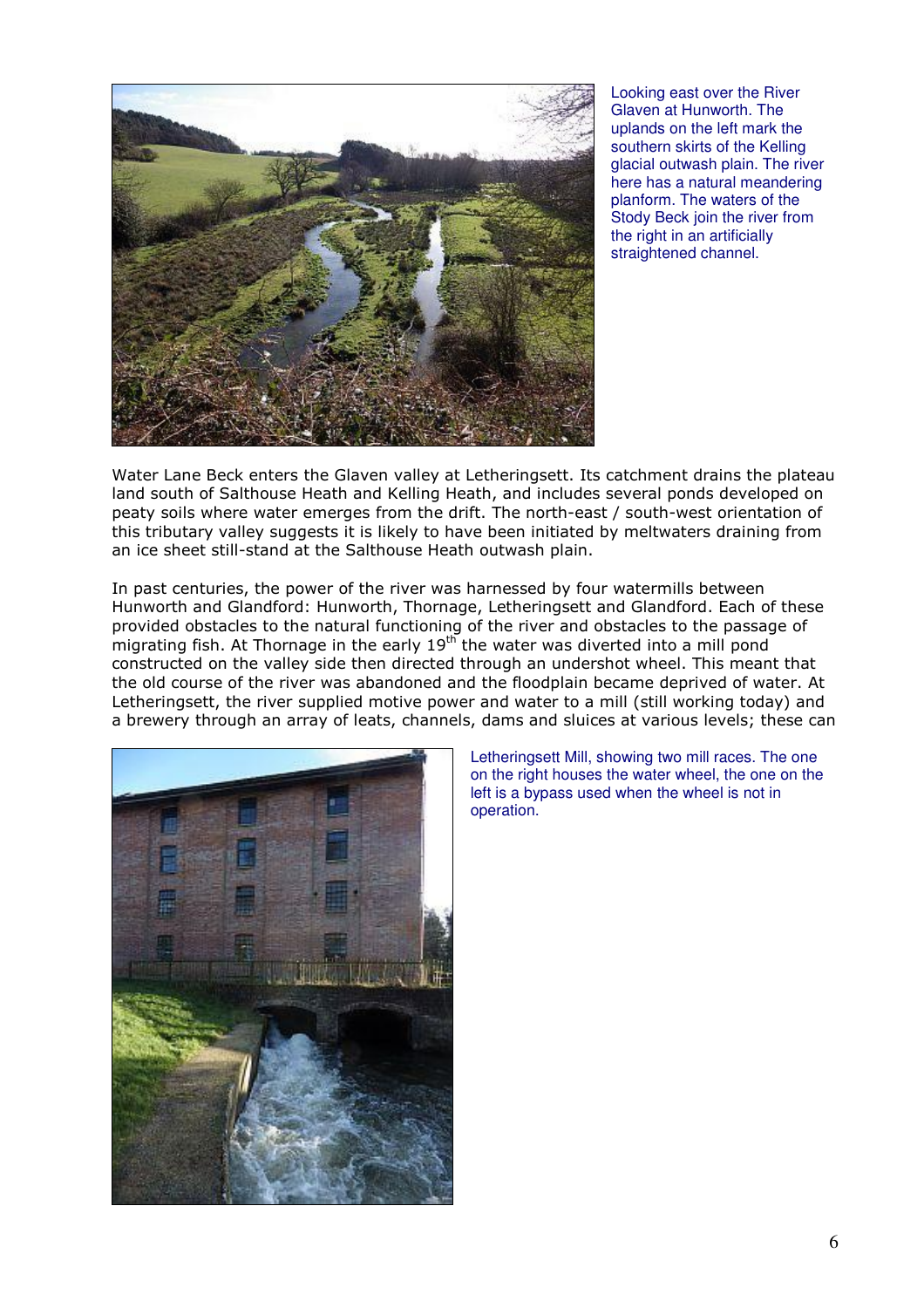Looking east over the River Glaven at Hunworth. The uplands on the left mark the southern skirts of the Kelling glacial outwash plain. The river here has a natural meandering planform. The waters of the Stody Beck join the river from the right in an artificially straightened channel.

Water Lane Beck enters the Glaven valley at Letheringsett. Its catchment drains the plateau land south of Salthouse Heath and Kelling Heath, and includes several ponds developed on peaty soils where water emerges from the drift. The north-east / south-west orientation of this tributary valley suggests it is likely to have been initiated by meltwaters draining from an ice sheet still-stand at the Salthouse Heath outwash plain.

In past centuries, the power of the river was harnessed by four watermills between Hunworth and Glandford: Hunworth, Thornage, Letheringsett and Glandford. Each of these provided obstacles to the natural functioning of the river and obstacles to the passage of migrating fish. At Thornage in the early 19th the water was diverted into a mill pond constructed on the valley side then directed through an undershot wheel. This meant that the old course of the river was abandoned and the floodplain became deprived of water. At Letheringsett, the river supplied motive power and water to a mill (still working today) and a brewery through an array of leats, channels, dams and sluices at various levels; these can

Letheringsett Mill, showing two mill races. The one on the right houses the water wheel, the one on the left is a bypass used when the wheel is not in operation.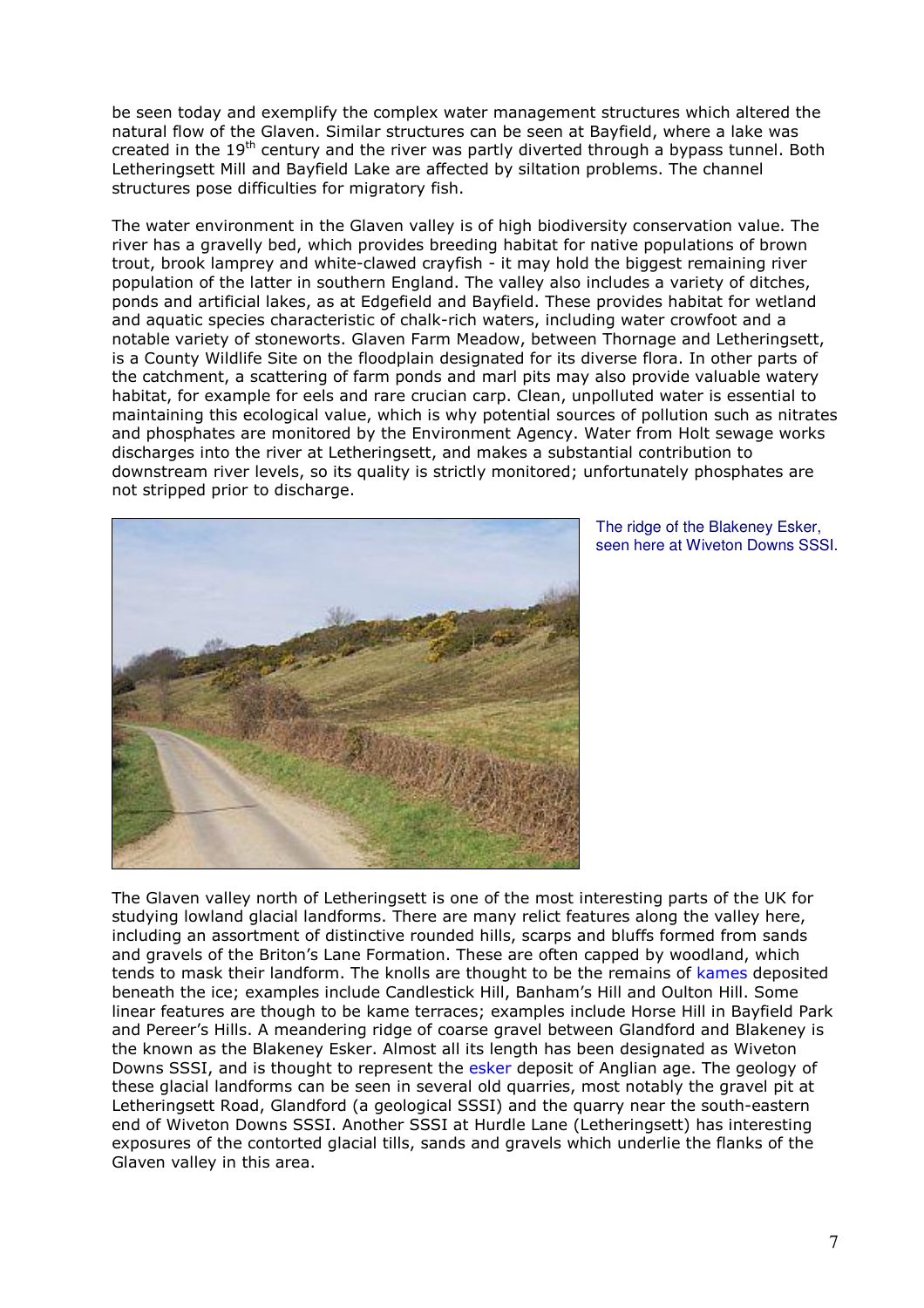be seen today and exemplify the complex water management structures which altered the natural flow of the Glaven. Similar structures can be seen at Bayfield, where a lake was created in the 19th century and the river was partly diverted through a bypass tunnel. Both Letheringsett Mill and Bayfield Lake are affected by siltation problems. The channel structures pose difficulties for migratory fish.

The water environment in the Glaven valley is of high biodiversity conservation value. The river has a gravelly bed, which provides breeding habitat for native populations of brown trout, brook lamprey and white-clawed crayfish - it may hold the biggest remaining river population of the latter in southern England. The valley also includes a variety of ditches, ponds and artificial lakes, as at Edgefield and Bayfield. These provides habitat for wetland and aquatic species characteristic of chalk-rich waters, including water crowfoot and a notable variety of stoneworts. Glaven Farm Meadow, between Thornage and Letheringsett, is a County Wildlife Site on the floodplain designated for its diverse flora. In other parts of the catchment, a scattering of farm ponds and marl pits may also provide valuable watery habitat, for example for eels and rare crucian carp. Clean, unpolluted water is essential to maintaining this ecological value, which is why potential sources of pollution such as nitrates and phosphates are monitored by the Environment Agency. Water from Holt sewage works discharges into the river at Letheringsett, and makes a substantial contribution to downstream river levels, so its quality is strictly monitored; unfortunately phosphates are not stripped prior to discharge.

The ridge of the Blakeney Esker, seen here at Wiveton Downs SSSI.

The Glaven valley north of Letheringsett is one of the most interesting parts of the UK for studying lowland glacial landforms. There are many relict features along the valley here, including an assortment of distinctive rounded hills, scarps and bluffs formed from sands and gravels of the Briton's Lane Formation. These are often capped by woodland, which tends to mask their landform. The knolls are thought to be the remains of kames deposited beneath the ice; examples include Candlestick Hill, Banham's Hill and Oulton Hill. Some linear features are though to be kame terraces; examples include Horse Hill in Bayfield Park and Pereer's Hills. A meandering ridge of coarse gravel between Glandford and Blakeney is the known as the Blakeney Esker. Almost all its length has been designated as Wiveton Downs SSSI, and is thought to represent the esker deposit of Anglian age. The geology of these glacial landforms can be seen in several old quarries, most notably the gravel pit at Letheringsett Road, Glandford (a geological SSSI) and the quarry near the south-eastern end of Wiveton Downs SSSI. Another SSSI at Hurdle Lane (Letheringsett) has interesting exposures of the contorted glacial tills, sands and gravels which underlie the flanks of the Glaven valley in this area.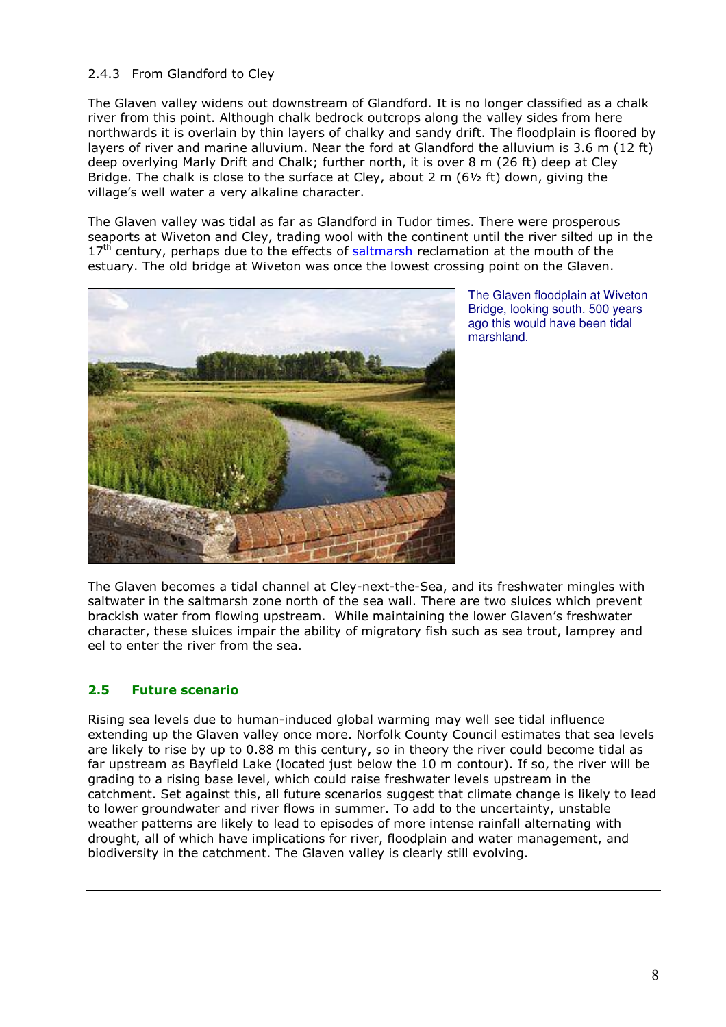### 2.4.3 From Glandford to Cley

The Glaven valley widens out downstream of Glandford. It is no longer classified as a chalk river from this point. Although chalk bedrock outcrops along the valley sides from here northwards it is overlain by thin layers of chalky and sandy drift. The floodplain is floored by layers of river and marine alluvium. Near the ford at Glandford the alluvium is 3.6 m (12 ft) deep overlying Marly Drift and Chalk; further north, it is over 8 m (26 ft) deep at Cley Bridge. The chalk is close to the surface at Cley, about 2 m (6½ ft) down, giving the village's well water a very alkaline character.

The Glaven valley was tidal as far as Glandford in Tudor times. There were prosperous seaports at Wiveton and Cley, trading wool with the continent until the river silted up in the 17th century, perhaps due to the effects of saltmarsh reclamation at the mouth of the estuary. The old bridge at Wiveton was once the lowest crossing point on the Glaven.

The Glaven floodplain at Wiveton Bridge, looking south. 500 years ago this would have been tidal marshland.

The Glaven becomes a tidal channel at Cley-next-the-Sea, and its freshwater mingles with saltwater in the saltmarsh zone north of the sea wall. There are two sluices which prevent brackish water from flowing upstream. While maintaining the lower Glaven's freshwater character, these sluices impair the ability of migratory fish such as sea trout, lamprey and eel to enter the river from the sea.

## 2.5 Future scenario

Rising sea levels due to human-induced global warming may well see tidal influence extending up the Glaven valley once more. Norfolk County Council estimates that sea levels are likely to rise by up to 0.88 m this century, so in theory the river could become tidal as far upstream as Bayfield Lake (located just below the 10 m contour). If so, the river will be grading to a rising base level, which could raise freshwater levels upstream in the catchment. Set against this, all future scenarios suggest that climate change is likely to lead to lower groundwater and river flows in summer. To add to the uncertainty, unstable weather patterns are likely to lead to episodes of more intense rainfall alternating with drought, all of which have implications for river, floodplain and water management, and biodiversity in the catchment. The Glaven valley is clearly still evolving.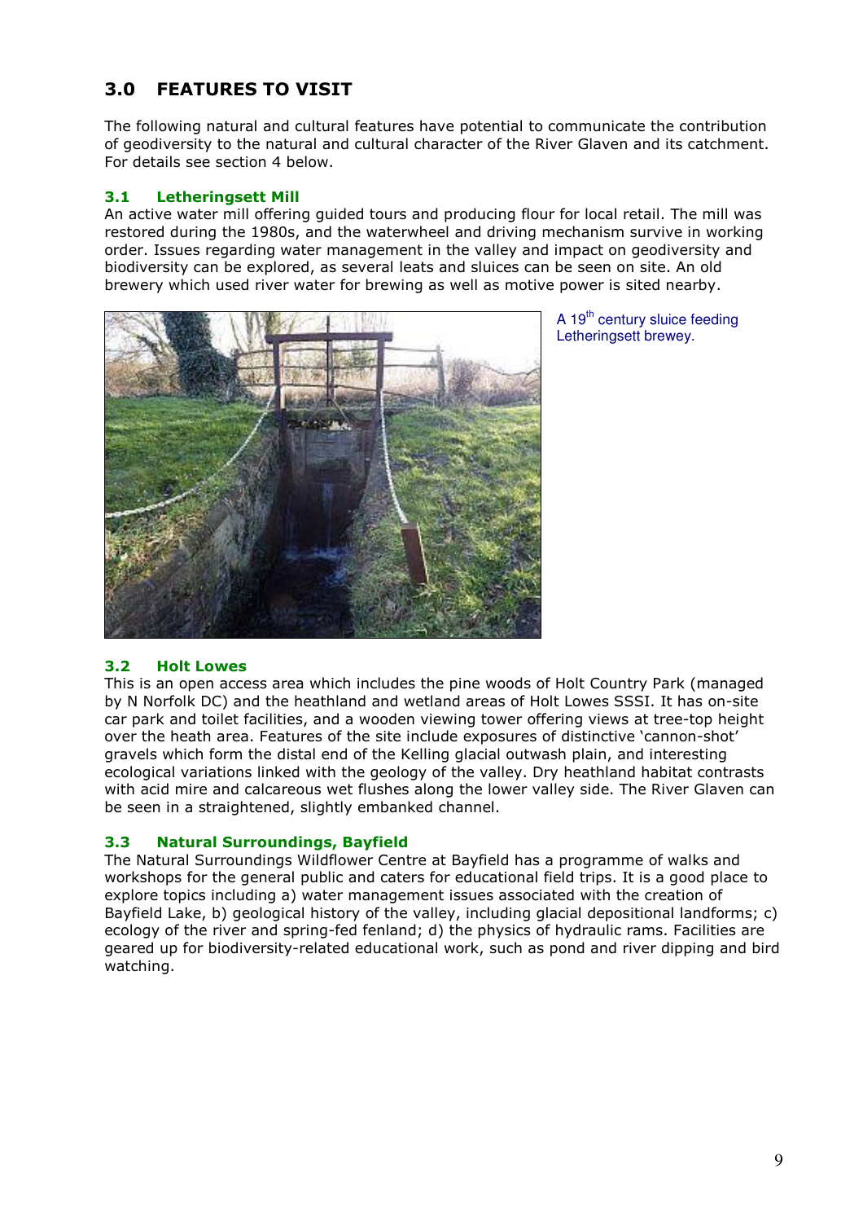## 3.0 FEATURES TO VISIT

The following natural and cultural features have potential to communicate the contribution of geodiversity to the natural and cultural character of the River Glaven and its catchment. For details see section 4 below.

### 3.1 Letheringsett Mill

An active water mill offering guided tours and producing flour for local retail. The mill was restored during the 1980s, and the waterwheel and driving mechanism survive in working order. Issues regarding water management in the valley and impact on geodiversity and biodiversity can be explored, as several leats and sluices can be seen on site. An old brewery which used river water for brewing as well as motive power is sited nearby.

A 19th century sluice feeding Letheringsett brewey.

### 3.2 Holt Lowes

This is an open access area which includes the pine woods of Holt Country Park (managed by N Norfolk DC) and the heathland and wetland areas of Holt Lowes SSSI. It has on-site car park and toilet facilities, and a wooden viewing tower offering views at tree-top height over the heath area. Features of the site include exposures of distinctive 'cannon-shot' gravels which form the distal end of the Kelling glacial outwash plain, and interesting ecological variations linked with the geology of the valley. Dry heathland habitat contrasts with acid mire and calcareous wet flushes along the lower valley side. The River Glaven can be seen in a straightened, slightly embanked channel.

### 3.3 Natural Surroundings, Bayfield

The Natural Surroundings Wildflower Centre at Bayfield has a programme of walks and workshops for the general public and caters for educational field trips. It is a good place to explore topics including a) water management issues associated with the creation of Bayfield Lake, b) geological history of the valley, including glacial depositional landforms; c) ecology of the river and spring-fed fenland; d) the physics of hydraulic rams. Facilities are geared up for biodiversity-related educational work, such as pond and river dipping and bird watching.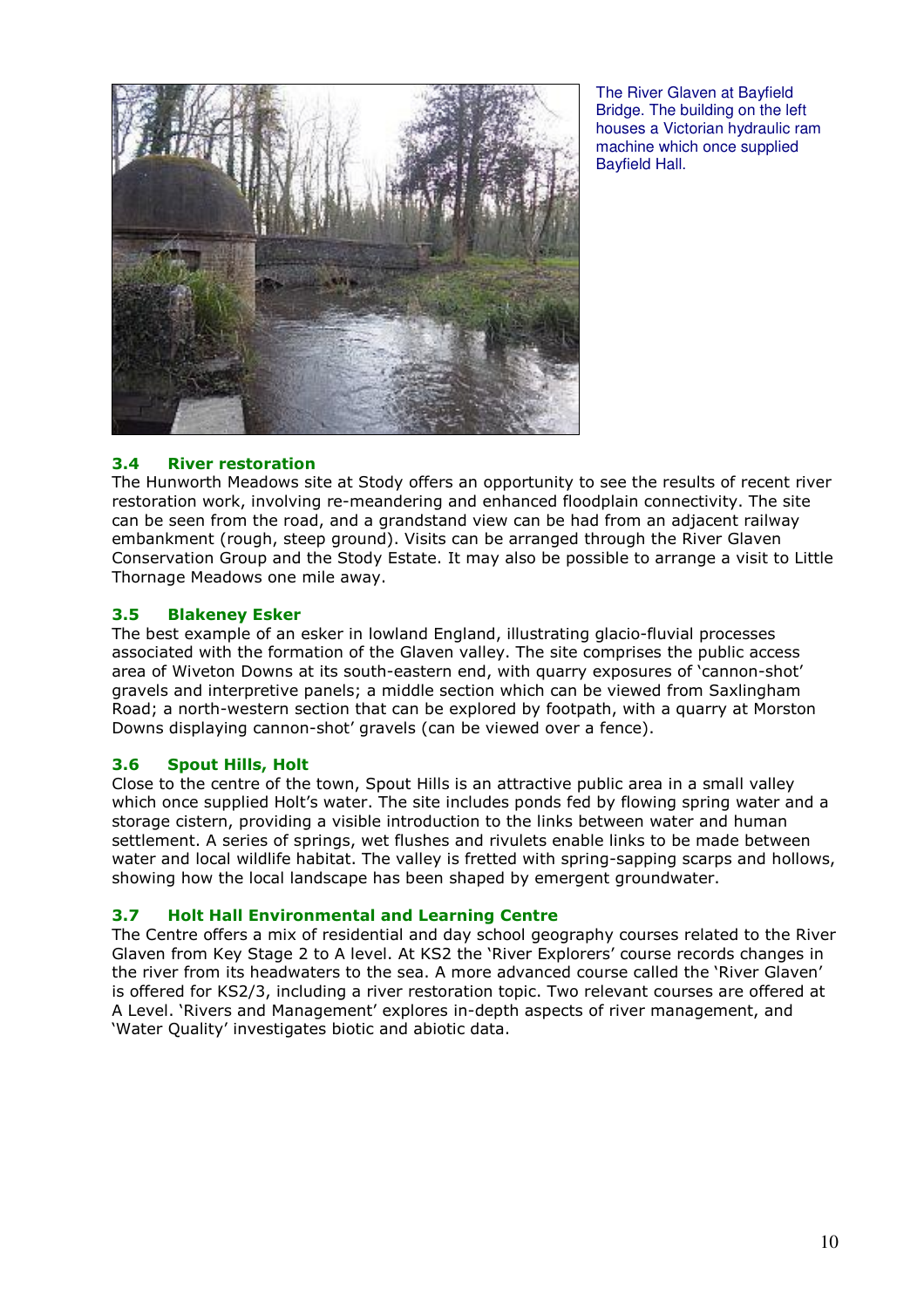The River Glaven at Bayfield Bridge. The building on the left houses a Victorian hydraulic ram machine which once supplied Bayfield Hall.

### 3.4 River restoration

The Hunworth Meadows site at Stody offers an opportunity to see the results of recent river restoration work, involving re-meandering and enhanced floodplain connectivity. The site can be seen from the road, and a grandstand view can be had from an adjacent railway embankment (rough, steep ground). Visits can be arranged through the River Glaven Conservation Group and the Stody Estate. It may also be possible to arrange a visit to Little Thornage Meadows one mile away.

### 3.5 Blakeney Esker

The best example of an esker in lowland England, illustrating glacio-fluvial processes associated with the formation of the Glaven valley. The site comprises the public access area of Wiveton Downs at its south-eastern end, with quarry exposures of 'cannon-shot' gravels and interpretive panels; a middle section which can be viewed from Saxlingham Road; a north-western section that can be explored by footpath, with a quarry at Morston Downs displaying cannon-shot' gravels (can be viewed over a fence).

### 3.6 Spout Hills, Holt

Close to the centre of the town, Spout Hills is an attractive public area in a small valley which once supplied Holt's water. The site includes ponds fed by flowing spring water and a storage cistern, providing a visible introduction to the links between water and human settlement. A series of springs, wet flushes and rivulets enable links to be made between water and local wildlife habitat. The valley is fretted with spring-sapping scarps and hollows, showing how the local landscape has been shaped by emergent groundwater.

### 3.7 Holt Hall Environmental and Learning Centre

The Centre offers a mix of residential and day school geography courses related to the River Glaven from Key Stage 2 to A level. At KS2 the 'River Explorers' course records changes in the river from its headwaters to the sea. A more advanced course called the 'River Glaven' is offered for KS2/3, including a river restoration topic. Two relevant courses are offered at A Level. 'Rivers and Management' explores in-depth aspects of river management, and 'Water Quality' investigates biotic and abiotic data.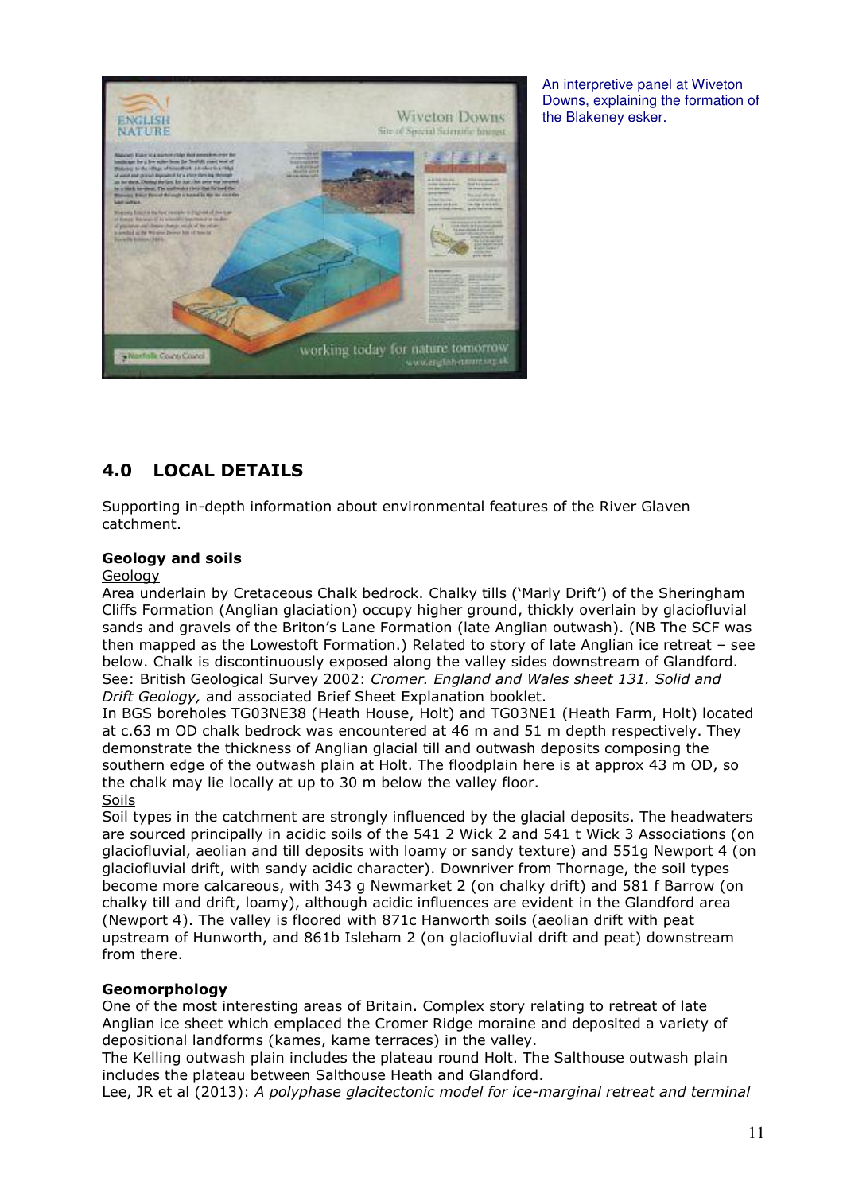An interpretive panel at Wiveton Downs, explaining the formation of the Blakeney esker.

---

## 4.0 LOCAL DETAILS

Supporting in-depth information about environmental features of the River Glaven catchment.

**Geology and soils**

Geology

Area underlain by Cretaceous Chalk bedrock. Chalky tills ('Marly Drift') of the Sheringham Cliffs Formation (Anglian glaciation) occupy higher ground, thickly overlain by glaciofluvial sands and gravels of the Briton's Lane Formation (late Anglian outwash). (NB The SCF was then mapped as the Lowestoft Formation.) Related to story of late Anglian ice retreat – see below. Chalk is discontinuously exposed along the valley sides downstream of Glandford. See: British Geological Survey 2002: *Cromer. England and Wales sheet 131. Solid and Drift Geology,* and associated Brief Sheet Explanation booklet.

In BGS boreholes TG03NE38 (Heath House, Holt) and TG03NE1 (Heath Farm, Holt) located at c.63 m OD chalk bedrock was encountered at 46 m and 51 m depth respectively. They demonstrate the thickness of Anglian glacial till and outwash deposits composing the southern edge of the outwash plain at Holt. The floodplain here is at approx 43 m OD, so the chalk may lie locally at up to 30 m below the valley floor.

Soils

Soil types in the catchment are strongly influenced by the glacial deposits. The headwaters are sourced principally in acidic soils of the 541 2 Wick 2 and 541 t Wick 3 Associations (on glaciofluvial, aeolian and till deposits with loamy or sandy texture) and 551g Newport 4 (on glaciofluvial drift, with sandy acidic character). Downriver from Thornage, the soil types become more calcareous, with 343 g Newmarket 2 (on chalky drift) and 581 f Barrow (on chalky till and drift, loamy), although acidic influences are evident in the Glandford area (Newport 4). The valley is floored with 871c Hanworth soils (aeolian drift with peat upstream of Hunworth, and 861b Isleham 2 (on glaciofluvial drift and peat) downstream from there.

**Geomorphology**

One of the most interesting areas of Britain. Complex story relating to retreat of late Anglian ice sheet which emplaced the Cromer Ridge moraine and deposited a variety of depositional landforms (kames, kame terraces) in the valley.

The Kelling outwash plain includes the plateau round Holt. The Salthouse outwash plain includes the plateau between Salthouse Heath and Glandford.

Lee, JR et al (2013): *A polyphase glacitectonic model for ice-marginal retreat and terminal*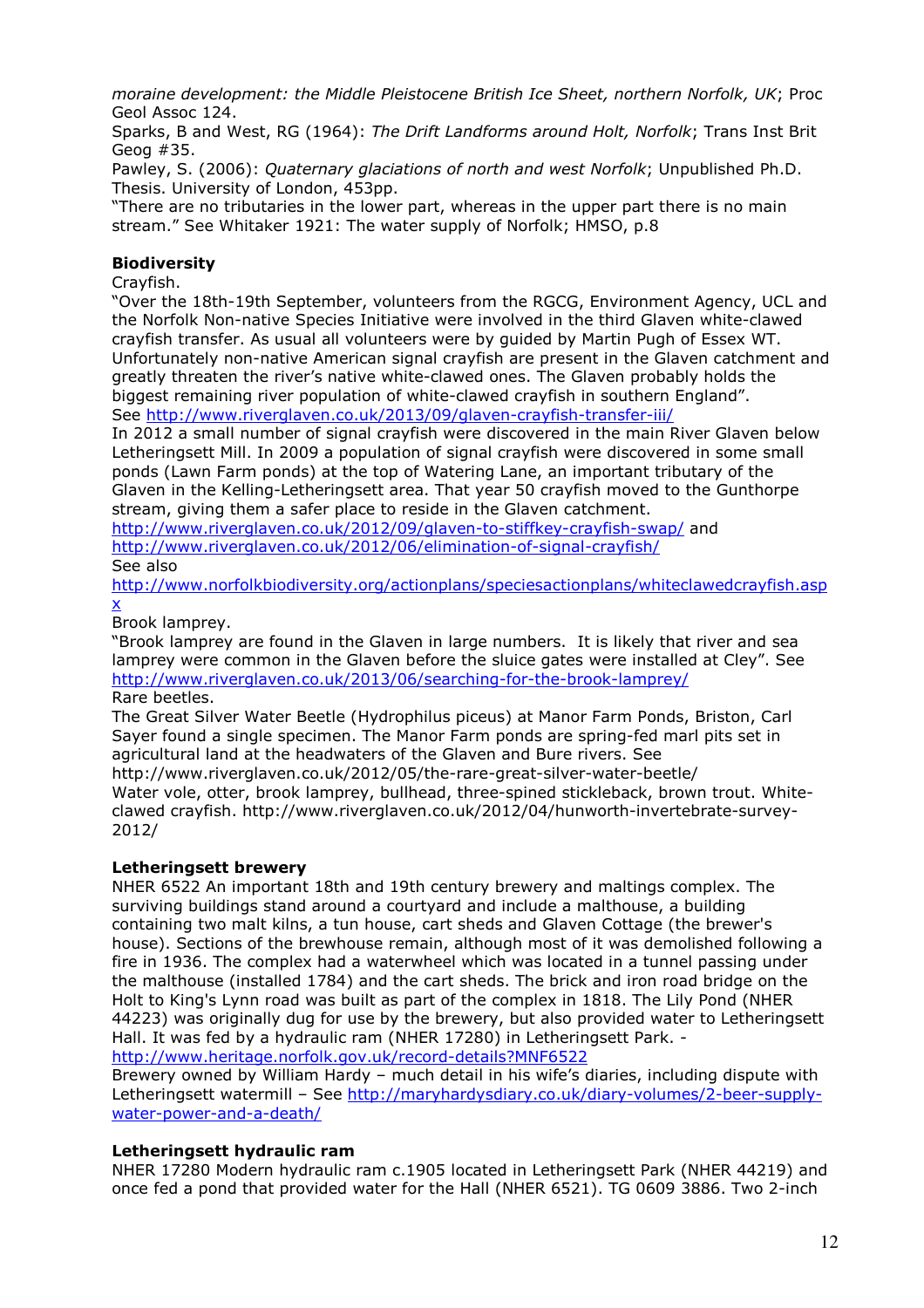*moraine development: the Middle Pleistocene British Ice Sheet, northern Norfolk, UK*; Proc Geol Assoc 124.
Sparks, B and West, RG (1964): *The Drift Landforms around Holt, Norfolk*; Trans Inst Brit Geog #35.
Pawley, S. (2006): *Quaternary glaciations of north and west Norfolk*; Unpublished Ph.D. Thesis. University of London, 453pp.
"There are no tributaries in the lower part, whereas in the upper part there is no main stream." See Whitaker 1921: The water supply of Norfolk; HMSO, p.8

**Biodiversity**
Crayfish.
"Over the 18th-19th September, volunteers from the RGCG, Environment Agency, UCL and the Norfolk Non-native Species Initiative were involved in the third Glaven white-clawed crayfish transfer. As usual all volunteers were by guided by Martin Pugh of Essex WT. Unfortunately non-native American signal crayfish are present in the Glaven catchment and greatly threaten the river's native white-clawed ones. The Glaven probably holds the biggest remaining river population of white-clawed crayfish in southern England".
See http://www.riverglaven.co.uk/2013/09/glaven-crayfish-transfer-iii/
In 2012 a small number of signal crayfish were discovered in the main River Glaven below Letheringsett Mill. In 2009 a population of signal crayfish were discovered in some small ponds (Lawn Farm ponds) at the top of Watering Lane, an important tributary of the Glaven in the Kelling-Letheringsett area. That year 50 crayfish moved to the Gunthorpe stream, giving them a safer place to reside in the Glaven catchment.
http://www.riverglaven.co.uk/2012/09/glaven-to-stiffkey-crayfish-swap/ and
http://www.riverglaven.co.uk/2012/06/elimination-of-signal-crayfish/
See also
http://www.norfolkbiodiversity.org/actionplans/speciesactionplans/whiteclawedcrayfish.aspx
Brook lamprey.
"Brook lamprey are found in the Glaven in large numbers. It is likely that river and sea lamprey were common in the Glaven before the sluice gates were installed at Cley". See http://www.riverglaven.co.uk/2013/06/searching-for-the-brook-lamprey/
Rare beetles.
The Great Silver Water Beetle (Hydrophilus piceus) at Manor Farm Ponds, Briston, Carl Sayer found a single specimen. The Manor Farm ponds are spring-fed marl pits set in agricultural land at the headwaters of the Glaven and Bure rivers. See http://www.riverglaven.co.uk/2012/05/the-rare-great-silver-water-beetle/
Water vole, otter, brook lamprey, bullhead, three-spined stickleback, brown trout. White-clawed crayfish. http://www.riverglaven.co.uk/2012/04/hunworth-invertebrate-survey-2012/

**Letheringsett brewery**
NHER 6522 An important 18th and 19th century brewery and maltings complex. The surviving buildings stand around a courtyard and include a malthouse, a building containing two malt kilns, a tun house, cart sheds and Glaven Cottage (the brewer's house). Sections of the brewhouse remain, although most of it was demolished following a fire in 1936. The complex had a waterwheel which was located in a tunnel passing under the malthouse (installed 1784) and the cart sheds. The brick and iron road bridge on the Holt to King's Lynn road was built as part of the complex in 1818. The Lily Pond (NHER 44223) was originally dug for use by the brewery, but also provided water to Letheringsett Hall. It was fed by a hydraulic ram (NHER 17280) in Letheringsett Park. - http://www.heritage.norfolk.gov.uk/record-details?MNF6522
Brewery owned by William Hardy – much detail in his wife's diaries, including dispute with Letheringsett watermill – See http://maryhardysdiary.co.uk/diary-volumes/2-beer-supply-water-power-and-a-death/

**Letheringsett hydraulic ram**
NHER 17280 Modern hydraulic ram c.1905 located in Letheringsett Park (NHER 44219) and once fed a pond that provided water for the Hall (NHER 6521). TG 0609 3886. Two 2-inch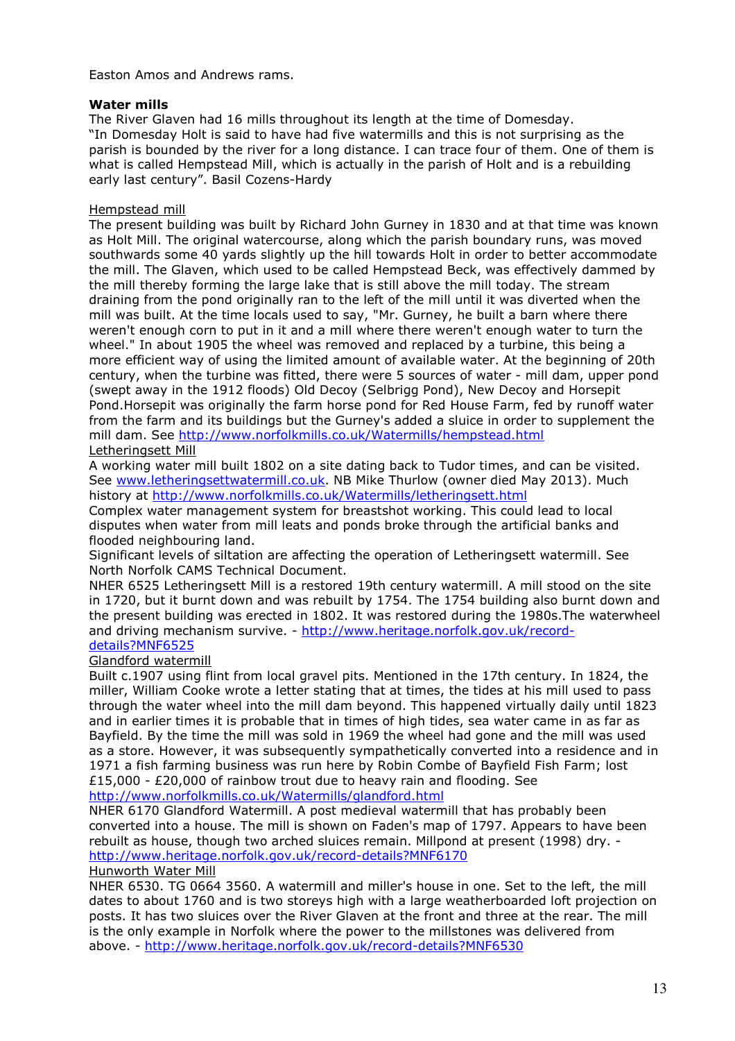Easton Amos and Andrews rams.

**Water mills**

The River Glaven had 16 mills throughout its length at the time of Domesday.
"In Domesday Holt is said to have had five watermills and this is not surprising as the parish is bounded by the river for a long distance. I can trace four of them. One of them is what is called Hempstead Mill, which is actually in the parish of Holt and is a rebuilding early last century". Basil Cozens-Hardy

Hempstead mill

The present building was built by Richard John Gurney in 1830 and at that time was known as Holt Mill. The original watercourse, along which the parish boundary runs, was moved southwards some 40 yards slightly up the hill towards Holt in order to better accommodate the mill. The Glaven, which used to be called Hempstead Beck, was effectively dammed by the mill thereby forming the large lake that is still above the mill today. The stream draining from the pond originally ran to the left of the mill until it was diverted when the mill was built. At the time locals used to say, "Mr. Gurney, he built a barn where there weren't enough corn to put in it and a mill where there weren't enough water to turn the wheel." In about 1905 the wheel was removed and replaced by a turbine, this being a more efficient way of using the limited amount of available water. At the beginning of 20th century, when the turbine was fitted, there were 5 sources of water - mill dam, upper pond (swept away in the 1912 floods) Old Decoy (Selbrigg Pond), New Decoy and Horsepit Pond.Horsepit was originally the farm horse pond for Red House Farm, fed by runoff water from the farm and its buildings but the Gurney's added a sluice in order to supplement the mill dam. See http://www.norfolkmills.co.uk/Watermills/hempstead.html

Letheringsett Mill

A working water mill built 1802 on a site dating back to Tudor times, and can be visited. See www.letheringsettwatermill.co.uk. NB Mike Thurlow (owner died May 2013). Much history at http://www.norfolkmills.co.uk/Watermills/letheringsett.html

Complex water management system for breastshot working. This could lead to local disputes when water from mill leats and ponds broke through the artificial banks and flooded neighbouring land.

Significant levels of siltation are affecting the operation of Letheringsett watermill. See North Norfolk CAMS Technical Document.

NHER 6525 Letheringsett Mill is a restored 19th century watermill. A mill stood on the site in 1720, but it burnt down and was rebuilt by 1754. The 1754 building also burnt down and the present building was erected in 1802. It was restored during the 1980s.The waterwheel and driving mechanism survive. - http://www.heritage.norfolk.gov.uk/record-details?MNF6525

Glandford watermill

Built c.1907 using flint from local gravel pits. Mentioned in the 17th century. In 1824, the miller, William Cooke wrote a letter stating that at times, the tides at his mill used to pass through the water wheel into the mill dam beyond. This happened virtually daily until 1823 and in earlier times it is probable that in times of high tides, sea water came in as far as Bayfield. By the time the mill was sold in 1969 the wheel had gone and the mill was used as a store. However, it was subsequently sympathetically converted into a residence and in 1971 a fish farming business was run here by Robin Combe of Bayfield Fish Farm; lost £15,000 - £20,000 of rainbow trout due to heavy rain and flooding. See http://www.norfolkmills.co.uk/Watermills/glandford.html

NHER 6170 Glandford Watermill. A post medieval watermill that has probably been converted into a house. The mill is shown on Faden's map of 1797. Appears to have been rebuilt as house, though two arched sluices remain. Millpond at present (1998) dry. - http://www.heritage.norfolk.gov.uk/record-details?MNF6170

Hunworth Water Mill

NHER 6530. TG 0664 3560. A watermill and miller's house in one. Set to the left, the mill dates to about 1760 and is two storeys high with a large weatherboarded loft projection on posts. It has two sluices over the River Glaven at the front and three at the rear. The mill is the only example in Norfolk where the power to the millstones was delivered from above. - http://www.heritage.norfolk.gov.uk/record-details?MNF6530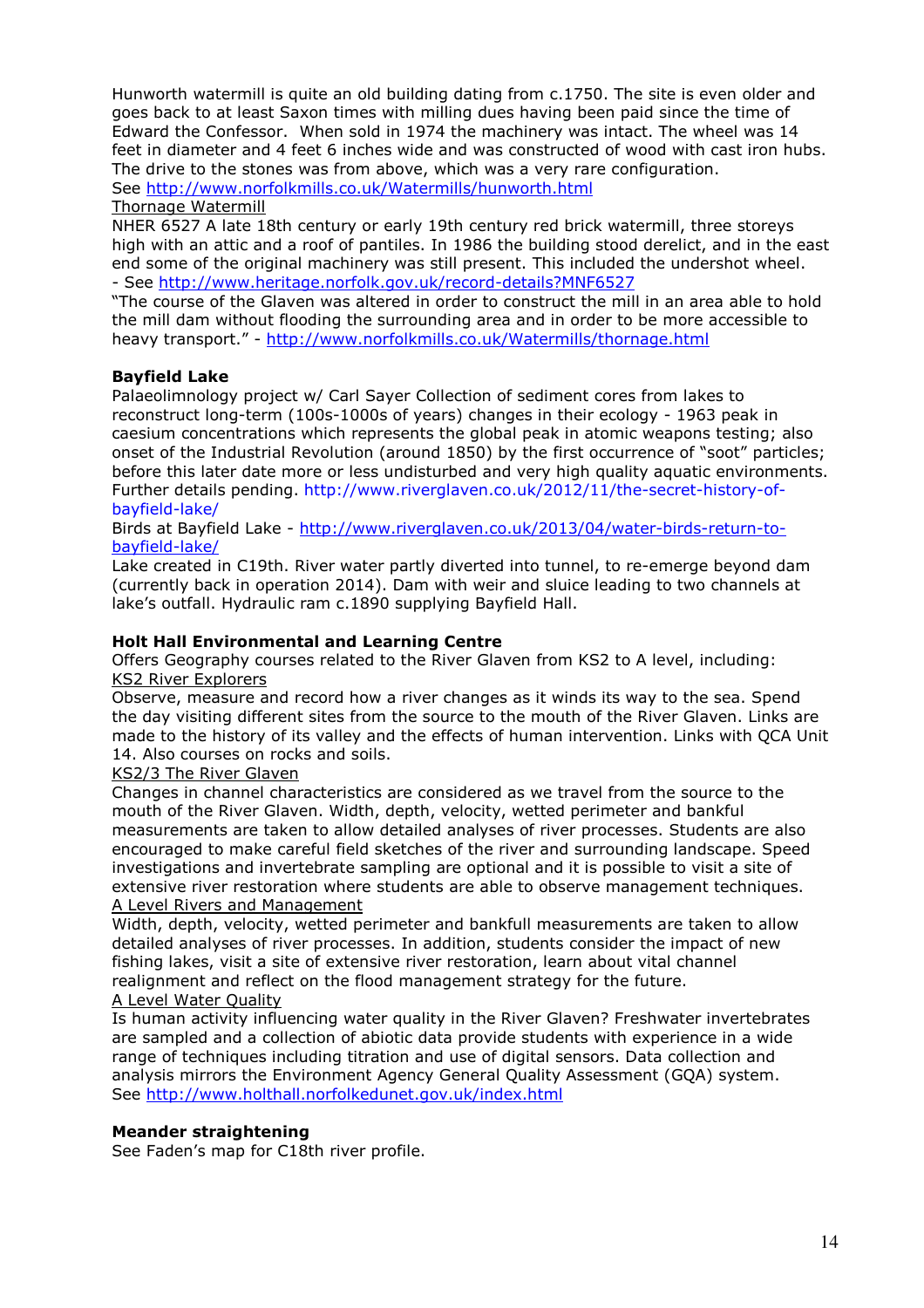Hunworth watermill is quite an old building dating from c.1750. The site is even older and goes back to at least Saxon times with milling dues having been paid since the time of Edward the Confessor. When sold in 1974 the machinery was intact. The wheel was 14 feet in diameter and 4 feet 6 inches wide and was constructed of wood with cast iron hubs. The drive to the stones was from above, which was a very rare configuration.
See http://www.norfolkmills.co.uk/Watermills/hunworth.html

Thornage Watermill

NHER 6527 A late 18th century or early 19th century red brick watermill, three storeys high with an attic and a roof of pantiles. In 1986 the building stood derelict, and in the east end some of the original machinery was still present. This included the undershot wheel.
- See http://www.heritage.norfolk.gov.uk/record-details?MNF6527

"The course of the Glaven was altered in order to construct the mill in an area able to hold the mill dam without flooding the surrounding area and in order to be more accessible to heavy transport." - http://www.norfolkmills.co.uk/Watermills/thornage.html

**Bayfield Lake**

Palaeolimnology project w/ Carl Sayer Collection of sediment cores from lakes to reconstruct long-term (100s-1000s of years) changes in their ecology - 1963 peak in caesium concentrations which represents the global peak in atomic weapons testing; also onset of the Industrial Revolution (around 1850) by the first occurrence of "soot" particles; before this later date more or less undisturbed and very high quality aquatic environments. Further details pending. http://www.riverglaven.co.uk/2012/11/the-secret-history-of-bayfield-lake/

Birds at Bayfield Lake - http://www.riverglaven.co.uk/2013/04/water-birds-return-to-bayfield-lake/

Lake created in C19th. River water partly diverted into tunnel, to re-emerge beyond dam (currently back in operation 2014). Dam with weir and sluice leading to two channels at lake's outfall. Hydraulic ram c.1890 supplying Bayfield Hall.

**Holt Hall Environmental and Learning Centre**

Offers Geography courses related to the River Glaven from KS2 to A level, including:

KS2 River Explorers

Observe, measure and record how a river changes as it winds its way to the sea. Spend the day visiting different sites from the source to the mouth of the River Glaven. Links are made to the history of its valley and the effects of human intervention. Links with QCA Unit 14. Also courses on rocks and soils.

KS2/3 The River Glaven

Changes in channel characteristics are considered as we travel from the source to the mouth of the River Glaven. Width, depth, velocity, wetted perimeter and bankful measurements are taken to allow detailed analyses of river processes. Students are also encouraged to make careful field sketches of the river and surrounding landscape. Speed investigations and invertebrate sampling are optional and it is possible to visit a site of extensive river restoration where students are able to observe management techniques.

A Level Rivers and Management

Width, depth, velocity, wetted perimeter and bankfull measurements are taken to allow detailed analyses of river processes. In addition, students consider the impact of new fishing lakes, visit a site of extensive river restoration, learn about vital channel realignment and reflect on the flood management strategy for the future.

A Level Water Quality

Is human activity influencing water quality in the River Glaven? Freshwater invertebrates are sampled and a collection of abiotic data provide students with experience in a wide range of techniques including titration and use of digital sensors. Data collection and analysis mirrors the Environment Agency General Quality Assessment (GQA) system.
See http://www.holthall.norfolkedunet.gov.uk/index.html

**Meander straightening**

See Faden's map for C18th river profile.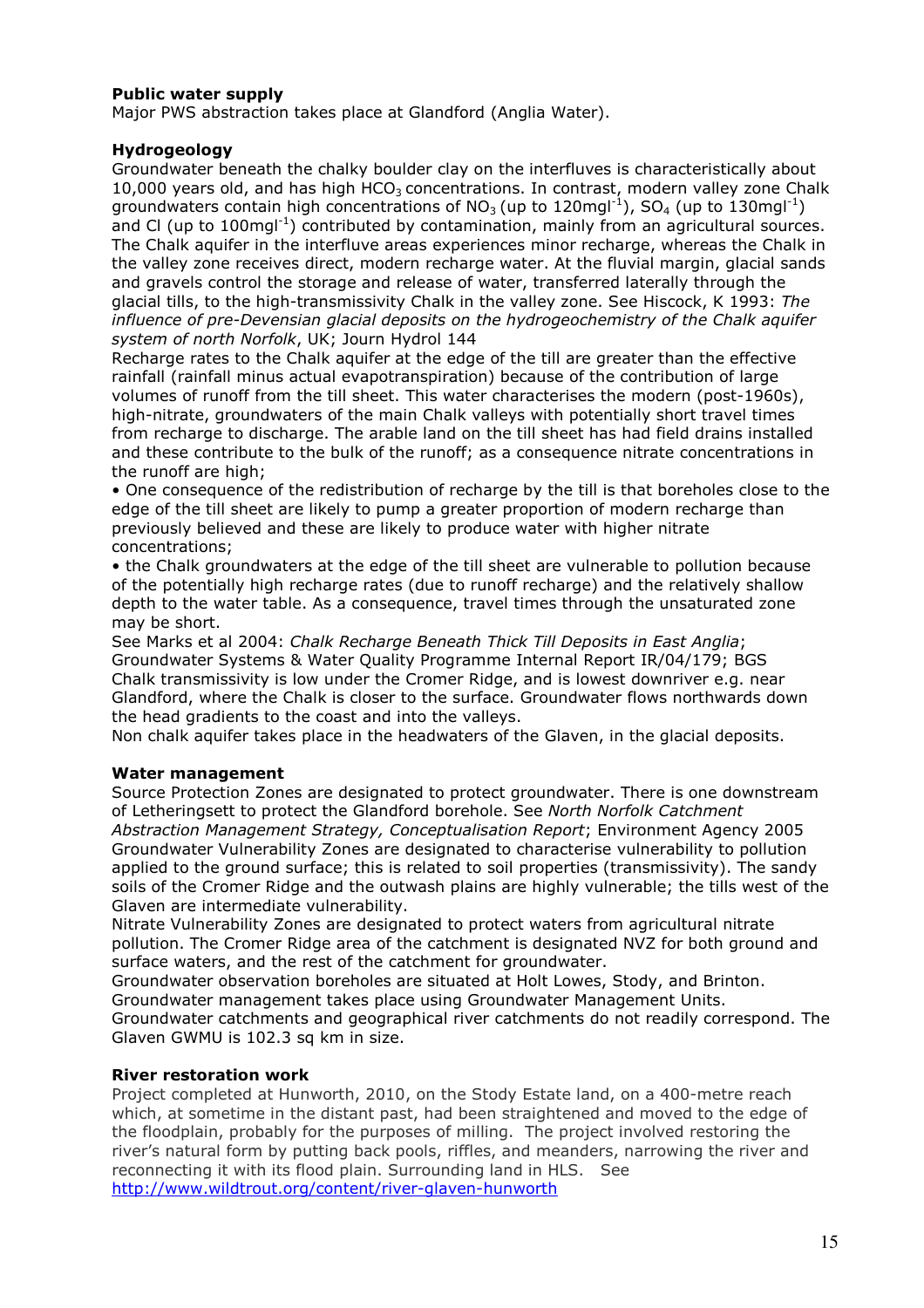**Public water supply**

Major PWS abstraction takes place at Glandford (Anglia Water).

**Hydrogeology**

Groundwater beneath the chalky boulder clay on the interfluves is characteristically about 10,000 years old, and has high $HCO_3$ concentrations. In contrast, modern valley zone Chalk groundwaters contain high concentrations of $NO_3$ (up to 120mgl$^{-1}$), $SO_4$ (up to 130mgl$^{-1}$) and Cl (up to 100mgl$^{-1}$) contributed by contamination, mainly from an agricultural sources. The Chalk aquifer in the interfluve areas experiences minor recharge, whereas the Chalk in the valley zone receives direct, modern recharge water. At the fluvial margin, glacial sands and gravels control the storage and release of water, transferred laterally through the glacial tills, to the high-transmissivity Chalk in the valley zone. See Hiscock, K 1993: *The influence of pre-Devensian glacial deposits on the hydrogeochemistry of the Chalk aquifer system of north Norfolk*, UK; Journ Hydrol 144

Recharge rates to the Chalk aquifer at the edge of the till are greater than the effective rainfall (rainfall minus actual evapotranspiration) because of the contribution of large volumes of runoff from the till sheet. This water characterises the modern (post-1960s), high-nitrate, groundwaters of the main Chalk valleys with potentially short travel times from recharge to discharge. The arable land on the till sheet has had field drains installed and these contribute to the bulk of the runoff; as a consequence nitrate concentrations in the runoff are high;

- One consequence of the redistribution of recharge by the till is that boreholes close to the edge of the till sheet are likely to pump a greater proportion of modern recharge than previously believed and these are likely to produce water with higher nitrate concentrations;
- the Chalk groundwaters at the edge of the till sheet are vulnerable to pollution because of the potentially high recharge rates (due to runoff recharge) and the relatively shallow depth to the water table. As a consequence, travel times through the unsaturated zone may be short.

See Marks et al 2004: *Chalk Recharge Beneath Thick Till Deposits in East Anglia*; Groundwater Systems & Water Quality Programme Internal Report IR/04/179; BGS

Chalk transmissivity is low under the Cromer Ridge, and is lowest downriver e.g. near Glandford, where the Chalk is closer to the surface. Groundwater flows northwards down the head gradients to the coast and into the valleys.

Non chalk aquifer takes place in the headwaters of the Glaven, in the glacial deposits.

**Water management**

Source Protection Zones are designated to protect groundwater. There is one downstream of Letheringsett to protect the Glandford borehole. See *North Norfolk Catchment Abstraction Management Strategy, Conceptualisation Report*; Environment Agency 2005

Groundwater Vulnerability Zones are designated to characterise vulnerability to pollution applied to the ground surface; this is related to soil properties (transmissivity). The sandy soils of the Cromer Ridge and the outwash plains are highly vulnerable; the tills west of the Glaven are intermediate vulnerability.

Nitrate Vulnerability Zones are designated to protect waters from agricultural nitrate pollution. The Cromer Ridge area of the catchment is designated NVZ for both ground and surface waters, and the rest of the catchment for groundwater.

Groundwater observation boreholes are situated at Holt Lowes, Stody, and Brinton.

Groundwater management takes place using Groundwater Management Units.

Groundwater catchments and geographical river catchments do not readily correspond. The Glaven GWMU is 102.3 sq km in size.

**River restoration work**

Project completed at Hunworth, 2010, on the Stody Estate land, on a 400-metre reach which, at sometime in the distant past, had been straightened and moved to the edge of the floodplain, probably for the purposes of milling. The project involved restoring the river's natural form by putting back pools, riffles, and meanders, narrowing the river and reconnecting it with its flood plain. Surrounding land in HLS. See http://www.wildtrout.org/content/river-glaven-hunworth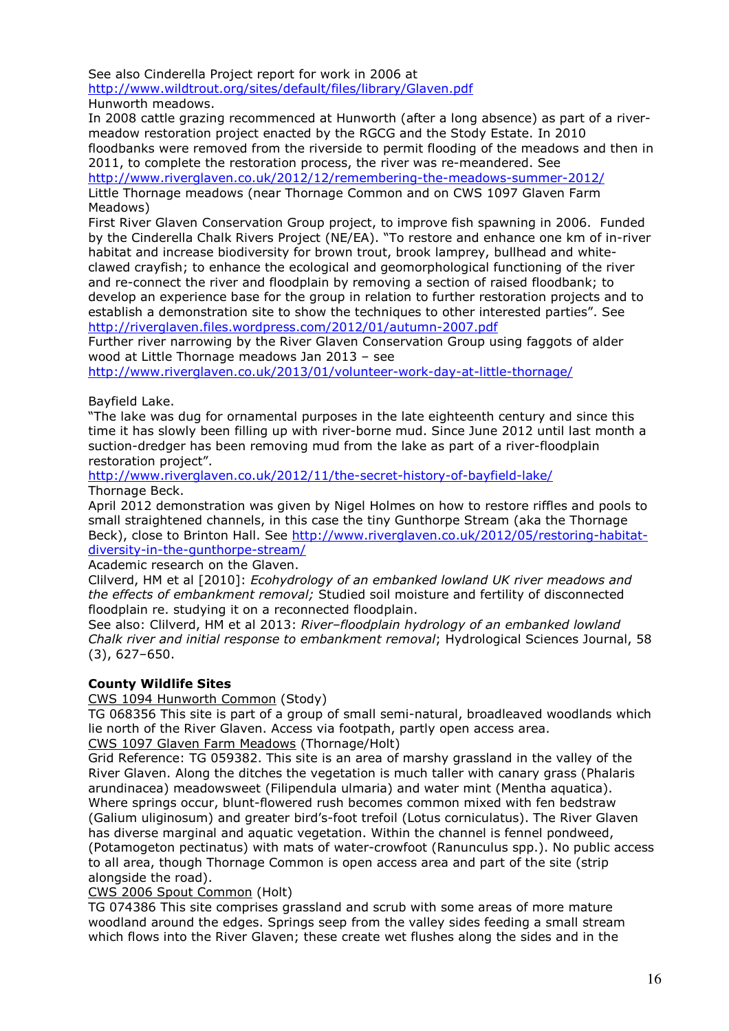See also Cinderella Project report for work in 2006 at
http://www.wildtrout.org/sites/default/files/library/Glaven.pdf
Hunworth meadows.
In 2008 cattle grazing recommenced at Hunworth (after a long absence) as part of a river-meadow restoration project enacted by the RGCG and the Stody Estate. In 2010 floodbanks were removed from the riverside to permit flooding of the meadows and then in 2011, to complete the restoration process, the river was re-meandered. See
http://www.riverglaven.co.uk/2012/12/remembering-the-meadows-summer-2012/
Little Thornage meadows (near Thornage Common and on CWS 1097 Glaven Farm Meadows)
First River Glaven Conservation Group project, to improve fish spawning in 2006. Funded by the Cinderella Chalk Rivers Project (NE/EA). "To restore and enhance one km of in-river habitat and increase biodiversity for brown trout, brook lamprey, bullhead and white-clawed crayfish; to enhance the ecological and geomorphological functioning of the river and re-connect the river and floodplain by removing a section of raised floodbank; to develop an experience base for the group in relation to further restoration projects and to establish a demonstration site to show the techniques to other interested parties". See
http://riverglaven.files.wordpress.com/2012/01/autumn-2007.pdf
Further river narrowing by the River Glaven Conservation Group using faggots of alder wood at Little Thornage meadows Jan 2013 – see
http://www.riverglaven.co.uk/2013/01/volunteer-work-day-at-little-thornage/

Bayfield Lake.
"The lake was dug for ornamental purposes in the late eighteenth century and since this time it has slowly been filling up with river-borne mud. Since June 2012 until last month a suction-dredger has been removing mud from the lake as part of a river-floodplain restoration project".
http://www.riverglaven.co.uk/2012/11/the-secret-history-of-bayfield-lake/
Thornage Beck.
April 2012 demonstration was given by Nigel Holmes on how to restore riffles and pools to small straightened channels, in this case the tiny Gunthorpe Stream (aka the Thornage Beck), close to Brinton Hall. See http://www.riverglaven.co.uk/2012/05/restoring-habitat-diversity-in-the-gunthorpe-stream/
Academic research on the Glaven.
Clilverd, HM et al [2010]: *Ecohydrology of an embanked lowland UK river meadows and the effects of embankment removal;* Studied soil moisture and fertility of disconnected floodplain re. studying it on a reconnected floodplain.
See also: Clilverd, HM et al 2013: *River–floodplain hydrology of an embanked lowland Chalk river and initial response to embankment removal*; Hydrological Sciences Journal, 58 (3), 627–650.

**County Wildlife Sites**

CWS 1094 Hunworth Common (Stody)
TG 068356 This site is part of a group of small semi-natural, broadleaved woodlands which lie north of the River Glaven. Access via footpath, partly open access area.
CWS 1097 Glaven Farm Meadows (Thornage/Holt)
Grid Reference: TG 059382. This site is an area of marshy grassland in the valley of the River Glaven. Along the ditches the vegetation is much taller with canary grass (Phalaris arundinacea) meadowsweet (Filipendula ulmaria) and water mint (Mentha aquatica). Where springs occur, blunt-flowered rush becomes common mixed with fen bedstraw (Galium uliginosum) and greater bird's-foot trefoil (Lotus corniculatus). The River Glaven has diverse marginal and aquatic vegetation. Within the channel is fennel pondweed, (Potamogeton pectinatus) with mats of water-crowfoot (Ranunculus spp.). No public access to all area, though Thornage Common is open access area and part of the site (strip alongside the road).
CWS 2006 Spout Common (Holt)
TG 074386 This site comprises grassland and scrub with some areas of more mature woodland around the edges. Springs seep from the valley sides feeding a small stream which flows into the River Glaven; these create wet flushes along the sides and in the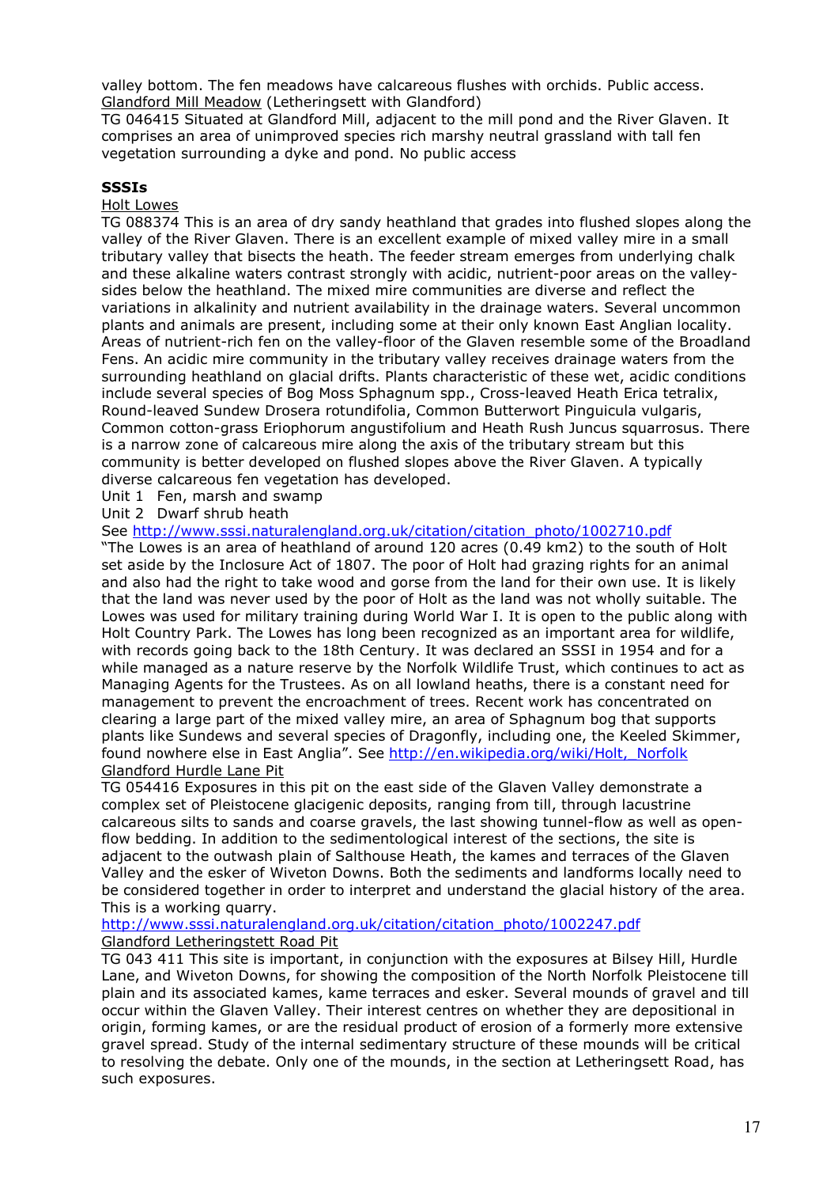valley bottom. The fen meadows have calcareous flushes with orchids. Public access.

Glandford Mill Meadow (Letheringsett with Glandford)

TG 046415 Situated at Glandford Mill, adjacent to the mill pond and the River Glaven. It comprises an area of unimproved species rich marshy neutral grassland with tall fen vegetation surrounding a dyke and pond. No public access

**SSSIs**

Holt Lowes

TG 088374 This is an area of dry sandy heathland that grades into flushed slopes along the valley of the River Glaven. There is an excellent example of mixed valley mire in a small tributary valley that bisects the heath. The feeder stream emerges from underlying chalk and these alkaline waters contrast strongly with acidic, nutrient-poor areas on the valley-sides below the heathland. The mixed mire communities are diverse and reflect the variations in alkalinity and nutrient availability in the drainage waters. Several uncommon plants and animals are present, including some at their only known East Anglian locality. Areas of nutrient-rich fen on the valley-floor of the Glaven resemble some of the Broadland Fens. An acidic mire community in the tributary valley receives drainage waters from the surrounding heathland on glacial drifts. Plants characteristic of these wet, acidic conditions include several species of Bog Moss Sphagnum spp., Cross-leaved Heath Erica tetralix, Round-leaved Sundew Drosera rotundifolia, Common Butterwort Pinguicula vulgaris, Common cotton-grass Eriophorum angustifolium and Heath Rush Juncus squarrosus. There is a narrow zone of calcareous mire along the axis of the tributary stream but this community is better developed on flushed slopes above the River Glaven. A typically diverse calcareous fen vegetation has developed.

Unit 1 Fen, marsh and swamp

Unit 2 Dwarf shrub heath

See http://www.sssi.naturalengland.org.uk/citation/citation_photo/1002710.pdf

"The Lowes is an area of heathland of around 120 acres (0.49 km2) to the south of Holt set aside by the Inclosure Act of 1807. The poor of Holt had grazing rights for an animal and also had the right to take wood and gorse from the land for their own use. It is likely that the land was never used by the poor of Holt as the land was not wholly suitable. The Lowes was used for military training during World War I. It is open to the public along with Holt Country Park. The Lowes has long been recognized as an important area for wildlife, with records going back to the 18th Century. It was declared an SSSI in 1954 and for a while managed as a nature reserve by the Norfolk Wildlife Trust, which continues to act as Managing Agents for the Trustees. As on all lowland heaths, there is a constant need for management to prevent the encroachment of trees. Recent work has concentrated on clearing a large part of the mixed valley mire, an area of Sphagnum bog that supports plants like Sundews and several species of Dragonfly, including one, the Keeled Skimmer, found nowhere else in East Anglia". See http://en.wikipedia.org/wiki/Holt,_Norfolk

Glandford Hurdle Lane Pit

TG 054416 Exposures in this pit on the east side of the Glaven Valley demonstrate a complex set of Pleistocene glacigenic deposits, ranging from till, through lacustrine calcareous silts to sands and coarse gravels, the last showing tunnel-flow as well as open-flow bedding. In addition to the sedimentological interest of the sections, the site is adjacent to the outwash plain of Salthouse Heath, the kames and terraces of the Glaven Valley and the esker of Wiveton Downs. Both the sediments and landforms locally need to be considered together in order to interpret and understand the glacial history of the area. This is a working quarry.

http://www.sssi.naturalengland.org.uk/citation/citation_photo/1002247.pdf

Glandford Letheringstett Road Pit

TG 043 411 This site is important, in conjunction with the exposures at Bilsey Hill, Hurdle Lane, and Wiveton Downs, for showing the composition of the North Norfolk Pleistocene till plain and its associated kames, kame terraces and esker. Several mounds of gravel and till occur within the Glaven Valley. Their interest centres on whether they are depositional in origin, forming kames, or are the residual product of erosion of a formerly more extensive gravel spread. Study of the internal sedimentary structure of these mounds will be critical to resolving the debate. Only one of the mounds, in the section at Letheringsett Road, has such exposures.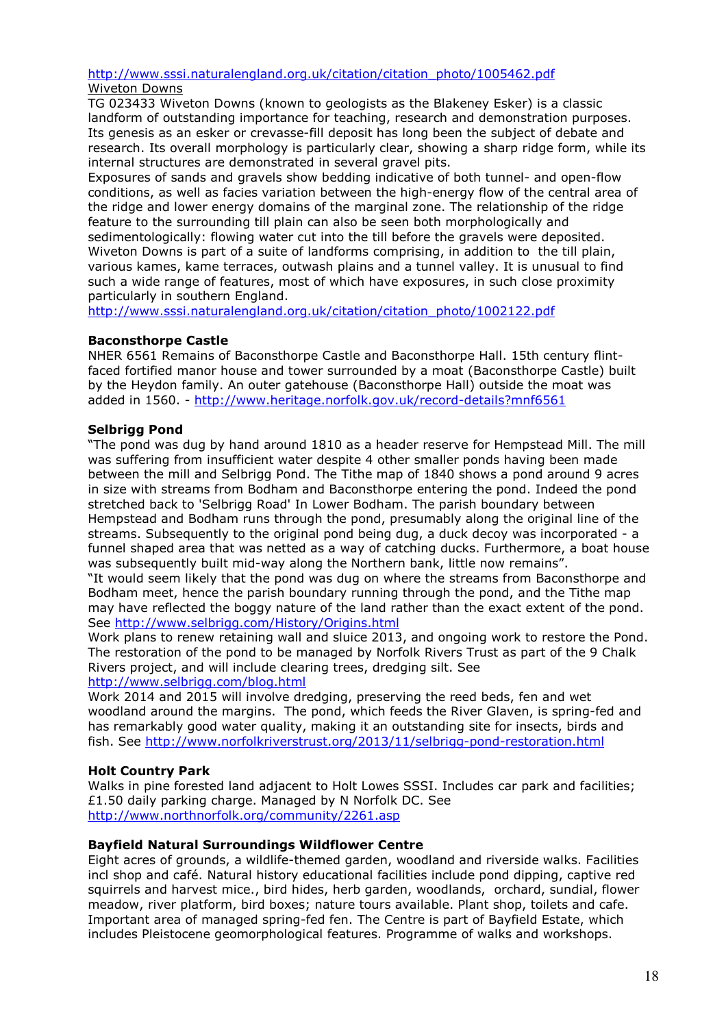http://www.sssi.naturalengland.org.uk/citation/citation_photo/1005462.pdf

Wiveton Downs

TG 023433 Wiveton Downs (known to geologists as the Blakeney Esker) is a classic landform of outstanding importance for teaching, research and demonstration purposes. Its genesis as an esker or crevasse-fill deposit has long been the subject of debate and research. Its overall morphology is particularly clear, showing a sharp ridge form, while its internal structures are demonstrated in several gravel pits.

Exposures of sands and gravels show bedding indicative of both tunnel- and open-flow conditions, as well as facies variation between the high-energy flow of the central area of the ridge and lower energy domains of the marginal zone. The relationship of the ridge feature to the surrounding till plain can also be seen both morphologically and sedimentologically: flowing water cut into the till before the gravels were deposited. Wiveton Downs is part of a suite of landforms comprising, in addition to the till plain, various kames, kame terraces, outwash plains and a tunnel valley. It is unusual to find such a wide range of features, most of which have exposures, in such close proximity particularly in southern England.

http://www.sssi.naturalengland.org.uk/citation/citation_photo/1002122.pdf

**Baconsthorpe Castle**

NHER 6561 Remains of Baconsthorpe Castle and Baconsthorpe Hall. 15th century flint-faced fortified manor house and tower surrounded by a moat (Baconsthorpe Castle) built by the Heydon family. An outer gatehouse (Baconsthorpe Hall) outside the moat was added in 1560. - http://www.heritage.norfolk.gov.uk/record-details?mnf6561

**Selbrigg Pond**

"The pond was dug by hand around 1810 as a header reserve for Hempstead Mill. The mill was suffering from insufficient water despite 4 other smaller ponds having been made between the mill and Selbrigg Pond. The Tithe map of 1840 shows a pond around 9 acres in size with streams from Bodham and Baconsthorpe entering the pond. Indeed the pond stretched back to 'Selbrigg Road' In Lower Bodham. The parish boundary between Hempstead and Bodham runs through the pond, presumably along the original line of the streams. Subsequently to the original pond being dug, a duck decoy was incorporated - a funnel shaped area that was netted as a way of catching ducks. Furthermore, a boat house was subsequently built mid-way along the Northern bank, little now remains".

"It would seem likely that the pond was dug on where the streams from Baconsthorpe and Bodham meet, hence the parish boundary running through the pond, and the Tithe map may have reflected the boggy nature of the land rather than the exact extent of the pond. See http://www.selbrigg.com/History/Origins.html

Work plans to renew retaining wall and sluice 2013, and ongoing work to restore the Pond. The restoration of the pond to be managed by Norfolk Rivers Trust as part of the 9 Chalk Rivers project, and will include clearing trees, dredging silt. See http://www.selbrigg.com/blog.html

Work 2014 and 2015 will involve dredging, preserving the reed beds, fen and wet woodland around the margins. The pond, which feeds the River Glaven, is spring-fed and has remarkably good water quality, making it an outstanding site for insects, birds and fish. See http://www.norfolkriverstrust.org/2013/11/selbrigg-pond-restoration.html

**Holt Country Park**

Walks in pine forested land adjacent to Holt Lowes SSSI. Includes car park and facilities; £1.50 daily parking charge. Managed by N Norfolk DC. See http://www.northnorfolk.org/community/2261.asp

**Bayfield Natural Surroundings Wildflower Centre**

Eight acres of grounds, a wildlife-themed garden, woodland and riverside walks. Facilities incl shop and café. Natural history educational facilities include pond dipping, captive red squirrels and harvest mice., bird hides, herb garden, woodlands, orchard, sundial, flower meadow, river platform, bird boxes; nature tours available. Plant shop, toilets and cafe. Important area of managed spring-fed fen. The Centre is part of Bayfield Estate, which includes Pleistocene geomorphological features. Programme of walks and workshops.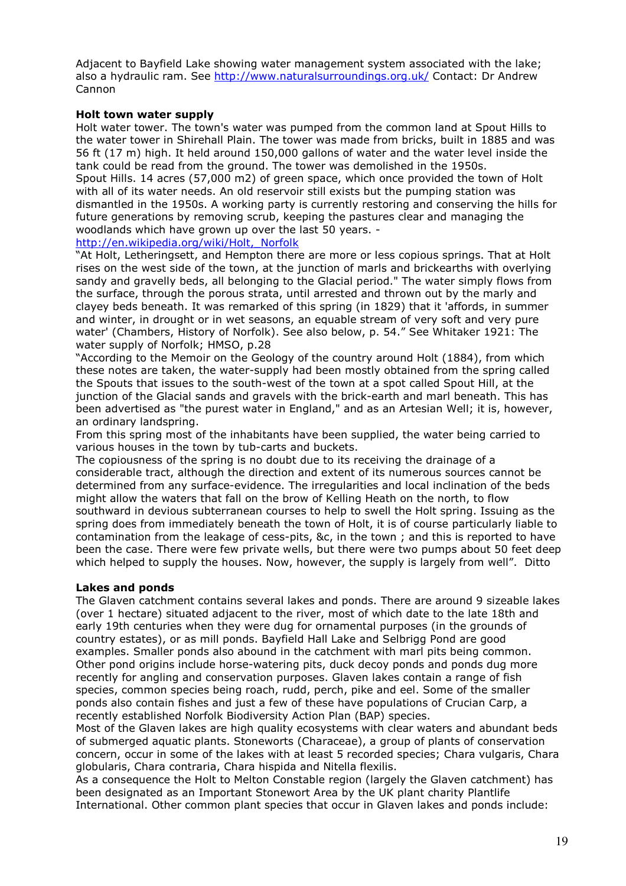Adjacent to Bayfield Lake showing water management system associated with the lake; also a hydraulic ram. See http://www.naturalsurroundings.org.uk/ Contact: Dr Andrew Cannon

**Holt town water supply**

Holt water tower. The town's water was pumped from the common land at Spout Hills to the water tower in Shirehall Plain. The tower was made from bricks, built in 1885 and was 56 ft (17 m) high. It held around 150,000 gallons of water and the water level inside the tank could be read from the ground. The tower was demolished in the 1950s.
Spout Hills. 14 acres (57,000 m2) of green space, which once provided the town of Holt with all of its water needs. An old reservoir still exists but the pumping station was dismantled in the 1950s. A working party is currently restoring and conserving the hills for future generations by removing scrub, keeping the pastures clear and managing the woodlands which have grown up over the last 50 years. - http://en.wikipedia.org/wiki/Holt,_Norfolk

"At Holt, Letheringsett, and Hempton there are more or less copious springs. That at Holt rises on the west side of the town, at the junction of marls and brickearths with overlying sandy and gravelly beds, all belonging to the Glacial period." The water simply flows from the surface, through the porous strata, until arrested and thrown out by the marly and clayey beds beneath. It was remarked of this spring (in 1829) that it 'affords, in summer and winter, in drought or in wet seasons, an equable stream of very soft and very pure water' (Chambers, History of Norfolk). See also below, p. 54." See Whitaker 1921: The water supply of Norfolk; HMSO, p.28

"According to the Memoir on the Geology of the country around Holt (1884), from which these notes are taken, the water-supply had been mostly obtained from the spring called the Spouts that issues to the south-west of the town at a spot called Spout Hill, at the junction of the Glacial sands and gravels with the brick-earth and marl beneath. This has been advertised as "the purest water in England," and as an Artesian Well; it is, however, an ordinary landspring.
From this spring most of the inhabitants have been supplied, the water being carried to various houses in the town by tub-carts and buckets.
The copiousness of the spring is no doubt due to its receiving the drainage of a considerable tract, although the direction and extent of its numerous sources cannot be determined from any surface-evidence. The irregularities and local inclination of the beds might allow the waters that fall on the brow of Kelling Heath on the north, to flow southward in devious subterranean courses to help to swell the Holt spring. Issuing as the spring does from immediately beneath the town of Holt, it is of course particularly liable to contamination from the leakage of cess-pits, &c, in the town ; and this is reported to have been the case. There were few private wells, but there were two pumps about 50 feet deep which helped to supply the houses. Now, however, the supply is largely from well". Ditto

**Lakes and ponds**

The Glaven catchment contains several lakes and ponds. There are around 9 sizeable lakes (over 1 hectare) situated adjacent to the river, most of which date to the late 18th and early 19th centuries when they were dug for ornamental purposes (in the grounds of country estates), or as mill ponds. Bayfield Hall Lake and Selbrigg Pond are good examples. Smaller ponds also abound in the catchment with marl pits being common. Other pond origins include horse-watering pits, duck decoy ponds and ponds dug more recently for angling and conservation purposes. Glaven lakes contain a range of fish species, common species being roach, rudd, perch, pike and eel. Some of the smaller ponds also contain fishes and just a few of these have populations of Crucian Carp, a recently established Norfolk Biodiversity Action Plan (BAP) species.
Most of the Glaven lakes are high quality ecosystems with clear waters and abundant beds of submerged aquatic plants. Stoneworts (Characeae), a group of plants of conservation concern, occur in some of the lakes with at least 5 recorded species; Chara vulgaris, Chara globularis, Chara contraria, Chara hispida and Nitella flexilis.
As a consequence the Holt to Melton Constable region (largely the Glaven catchment) has been designated as an Important Stonewort Area by the UK plant charity Plantlife International. Other common plant species that occur in Glaven lakes and ponds include: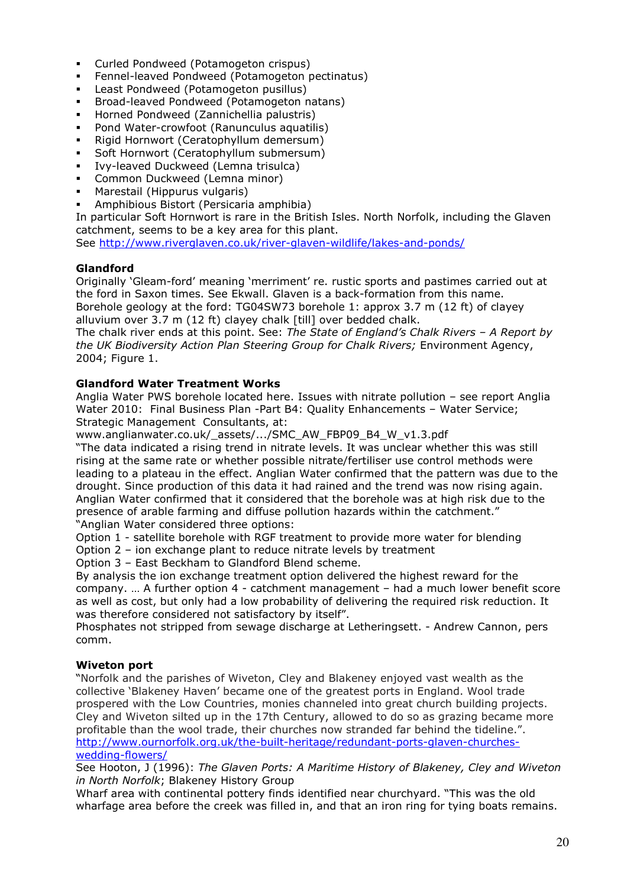- Curled Pondweed (Potamogeton crispus)
- Fennel-leaved Pondweed (Potamogeton pectinatus)
- Least Pondweed (Potamogeton pusillus)
- Broad-leaved Pondweed (Potamogeton natans)
- Horned Pondweed (Zannichellia palustris)
- Pond Water-crowfoot (Ranunculus aquatilis)
- Rigid Hornwort (Ceratophyllum demersum)
- Soft Hornwort (Ceratophyllum submersum)
- Ivy-leaved Duckweed (Lemna trisulca)
- Common Duckweed (Lemna minor)
- Marestail (Hippurus vulgaris)
- Amphibious Bistort (Persicaria amphibia)

In particular Soft Hornwort is rare in the British Isles. North Norfolk, including the Glaven catchment, seems to be a key area for this plant.
See http://www.riverglaven.co.uk/river-glaven-wildlife/lakes-and-ponds/

**Glandford**
Originally 'Gleam-ford' meaning 'merriment' re. rustic sports and pastimes carried out at the ford in Saxon times. See Ekwall. Glaven is a back-formation from this name.
Borehole geology at the ford: TG04SW73 borehole 1: approx 3.7 m (12 ft) of clayey alluvium over 3.7 m (12 ft) clayey chalk [till] over bedded chalk.
The chalk river ends at this point. See: *The State of England's Chalk Rivers – A Report by the UK Biodiversity Action Plan Steering Group for Chalk Rivers;* Environment Agency, 2004; Figure 1.

**Glandford Water Treatment Works**
Anglia Water PWS borehole located here. Issues with nitrate pollution – see report Anglia Water 2010: Final Business Plan -Part B4: Quality Enhancements – Water Service; Strategic Management Consultants, at:
www.anglianwater.co.uk/_assets/.../SMC_AW_FBP09_B4_W_v1.3.pdf
"The data indicated a rising trend in nitrate levels. It was unclear whether this was still rising at the same rate or whether possible nitrate/fertiliser use control methods were leading to a plateau in the effect. Anglian Water confirmed that the pattern was due to the drought. Since production of this data it had rained and the trend was now rising again. Anglian Water confirmed that it considered that the borehole was at high risk due to the presence of arable farming and diffuse pollution hazards within the catchment."
"Anglian Water considered three options:
Option 1 - satellite borehole with RGF treatment to provide more water for blending
Option 2 – ion exchange plant to reduce nitrate levels by treatment
Option 3 – East Beckham to Glandford Blend scheme.
By analysis the ion exchange treatment option delivered the highest reward for the company. … A further option 4 - catchment management – had a much lower benefit score as well as cost, but only had a low probability of delivering the required risk reduction. It was therefore considered not satisfactory by itself".
Phosphates not stripped from sewage discharge at Letheringsett. - Andrew Cannon, pers comm.

**Wiveton port**
"Norfolk and the parishes of Wiveton, Cley and Blakeney enjoyed vast wealth as the collective 'Blakeney Haven' became one of the greatest ports in England. Wool trade prospered with the Low Countries, monies channeled into great church building projects. Cley and Wiveton silted up in the 17th Century, allowed to do so as grazing became more profitable than the wool trade, their churches now stranded far behind the tideline.".
http://www.ournorfolk.org.uk/the-built-heritage/redundant-ports-glaven-churches-wedding-flowers/
See Hooton, J (1996): *The Glaven Ports: A Maritime History of Blakeney, Cley and Wiveton in North Norfolk*; Blakeney History Group
Wharf area with continental pottery finds identified near churchyard. "This was the old wharfage area before the creek was filled in, and that an iron ring for tying boats remains.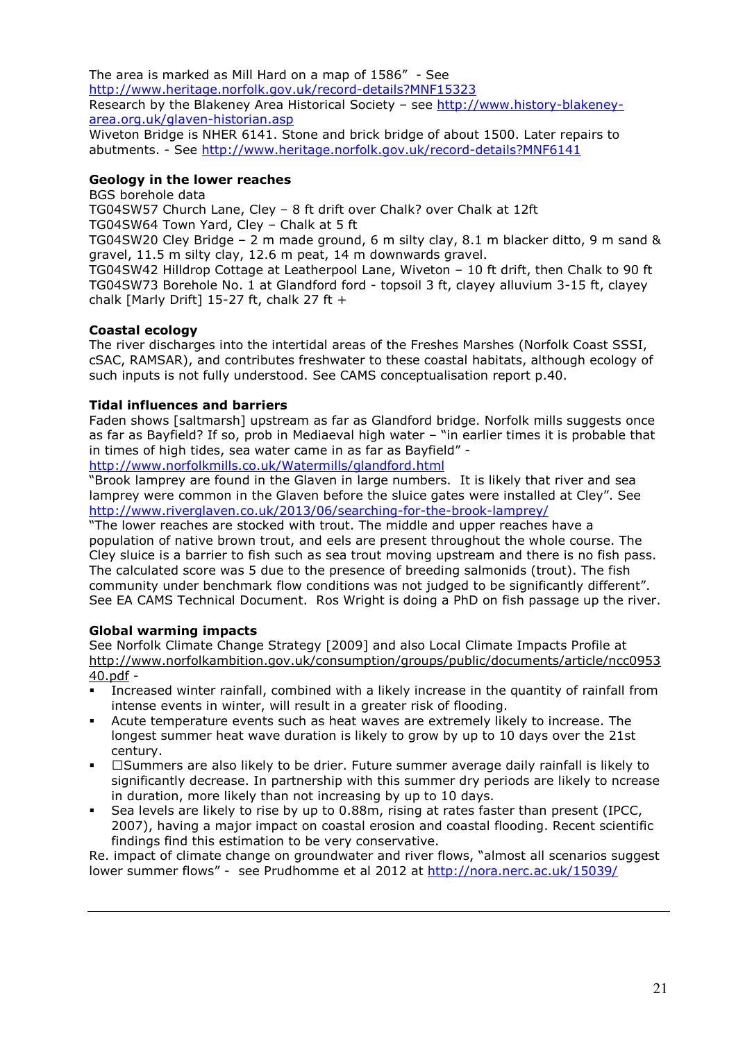The area is marked as Mill Hard on a map of 1586" - See http://www.heritage.norfolk.gov.uk/record-details?MNF15323
Research by the Blakeney Area Historical Society – see http://www.history-blakeney-area.org.uk/glaven-historian.asp
Wiveton Bridge is NHER 6141. Stone and brick bridge of about 1500. Later repairs to abutments. - See http://www.heritage.norfolk.gov.uk/record-details?MNF6141

**Geology in the lower reaches**

BGS borehole data
TG04SW57 Church Lane, Cley – 8 ft drift over Chalk? over Chalk at 12ft
TG04SW64 Town Yard, Cley – Chalk at 5 ft
TG04SW20 Cley Bridge – 2 m made ground, 6 m silty clay, 8.1 m blacker ditto, 9 m sand & gravel, 11.5 m silty clay, 12.6 m peat, 14 m downwards gravel.
TG04SW42 Hilldrop Cottage at Leatherpool Lane, Wiveton – 10 ft drift, then Chalk to 90 ft
TG04SW73 Borehole No. 1 at Glandford ford - topsoil 3 ft, clayey alluvium 3-15 ft, clayey chalk [Marly Drift] 15-27 ft, chalk 27 ft +

**Coastal ecology**

The river discharges into the intertidal areas of the Freshes Marshes (Norfolk Coast SSSI, cSAC, RAMSAR), and contributes freshwater to these coastal habitats, although ecology of such inputs is not fully understood. See CAMS conceptualisation report p.40.

**Tidal influences and barriers**

Faden shows [saltmarsh] upstream as far as Glandford bridge. Norfolk mills suggests once as far as Bayfield? If so, prob in Mediaeval high water – "in earlier times it is probable that in times of high tides, sea water came in as far as Bayfield" - http://www.norfolkmills.co.uk/Watermills/glandford.html
"Brook lamprey are found in the Glaven in large numbers. It is likely that river and sea lamprey were common in the Glaven before the sluice gates were installed at Cley". See http://www.riverglaven.co.uk/2013/06/searching-for-the-brook-lamprey/
"The lower reaches are stocked with trout. The middle and upper reaches have a population of native brown trout, and eels are present throughout the whole course. The Cley sluice is a barrier to fish such as sea trout moving upstream and there is no fish pass. The calculated score was 5 due to the presence of breeding salmonids (trout). The fish community under benchmark flow conditions was not judged to be significantly different". See EA CAMS Technical Document. Ros Wright is doing a PhD on fish passage up the river.

**Global warming impacts**

See Norfolk Climate Change Strategy [2009] and also Local Climate Impacts Profile at http://www.norfolkambition.gov.uk/consumption/groups/public/documents/article/ncc095340.pdf -

- Increased winter rainfall, combined with a likely increase in the quantity of rainfall from intense events in winter, will result in a greater risk of flooding.
- Acute temperature events such as heat waves are extremely likely to increase. The longest summer heat wave duration is likely to grow by up to 10 days over the 21st century.
- Summers are also likely to be drier. Future summer average daily rainfall is likely to significantly decrease. In partnership with this summer dry periods are likely to ncrease in duration, more likely than not increasing by up to 10 days.
- Sea levels are likely to rise by up to 0.88m, rising at rates faster than present (IPCC, 2007), having a major impact on coastal erosion and coastal flooding. Recent scientific findings find this estimation to be very conservative.

Re. impact of climate change on groundwater and river flows, "almost all scenarios suggest lower summer flows" - see Prudhomme et al 2012 at http://nora.nerc.ac.uk/15039/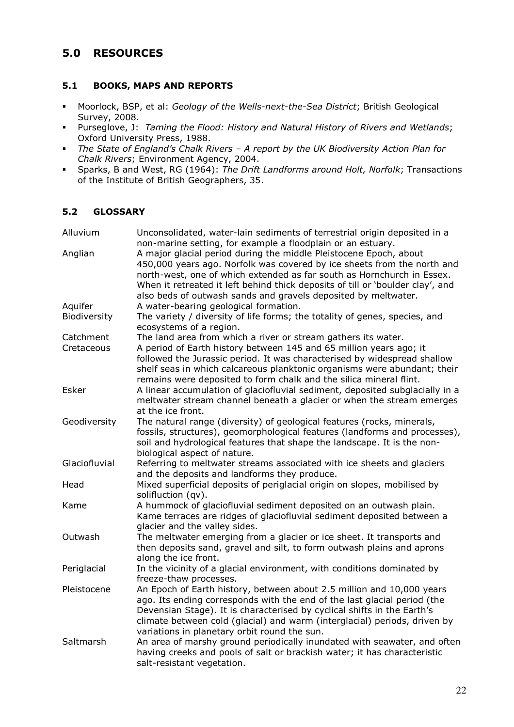## 5.0 RESOURCES

### 5.1 BOOKS, MAPS AND REPORTS

- Moorlock, BSP, et al: *Geology of the Wells-next-the-Sea District*; British Geological Survey, 2008.
- Purseglove, J: *Taming the Flood: History and Natural History of Rivers and Wetlands*; Oxford University Press, 1988.
- *The State of England's Chalk Rivers – A report by the UK Biodiversity Action Plan for Chalk Rivers*; Environment Agency, 2004.
- Sparks, B and West, RG (1964): *The Drift Landforms around Holt, Norfolk*; Transactions of the Institute of British Geographers, 35.

### 5.2 GLOSSARY

| | |
|---|---|
| Alluvium | Unconsolidated, water-lain sediments of terrestrial origin deposited in a non-marine setting, for example a floodplain or an estuary. |
| Anglian | A major glacial period during the middle Pleistocene Epoch, about 450,000 years ago. Norfolk was covered by ice sheets from the north and north-west, one of which extended as far south as Hornchurch in Essex. When it retreated it left behind thick deposits of till or 'boulder clay', and also beds of outwash sands and gravels deposited by meltwater. |
| Aquifer | A water-bearing geological formation. |
| Biodiversity | The variety / diversity of life forms; the totality of genes, species, and ecosystems of a region. |
| Catchment | The land area from which a river or stream gathers its water. |
| Cretaceous | A period of Earth history between 145 and 65 million years ago; it followed the Jurassic period. It was characterised by widespread shallow shelf seas in which calcareous planktonic organisms were abundant; their remains were deposited to form chalk and the silica mineral flint. |
| Esker | A linear accumulation of glaciofluvial sediment, deposited subglacially in a meltwater stream channel beneath a glacier or when the stream emerges at the ice front. |
| Geodiversity | The natural range (diversity) of geological features (rocks, minerals, fossils, structures), geomorphological features (landforms and processes), soil and hydrological features that shape the landscape. It is the non-biological aspect of nature. |
| Glaciofluvial | Referring to meltwater streams associated with ice sheets and glaciers and the deposits and landforms they produce. |
| Head | Mixed superficial deposits of periglacial origin on slopes, mobilised by solifluction (qv). |
| Kame | A hummock of glaciofluvial sediment deposited on an outwash plain. Kame terraces are ridges of glaciofluvial sediment deposited between a glacier and the valley sides. |
| Outwash | The meltwater emerging from a glacier or ice sheet. It transports and then deposits sand, gravel and silt, to form outwash plains and aprons along the ice front. |
| Periglacial | In the vicinity of a glacial environment, with conditions dominated by freeze-thaw processes. |
| Pleistocene | An Epoch of Earth history, between about 2.5 million and 10,000 years ago. Its ending corresponds with the end of the last glacial period (the Devensian Stage). It is characterised by cyclical shifts in the Earth's climate between cold (glacial) and warm (interglacial) periods, driven by variations in planetary orbit round the sun. |
| Saltmarsh | An area of marshy ground periodically inundated with seawater, and often having creeks and pools of salt or brackish water; it has characteristic salt-resistant vegetation. |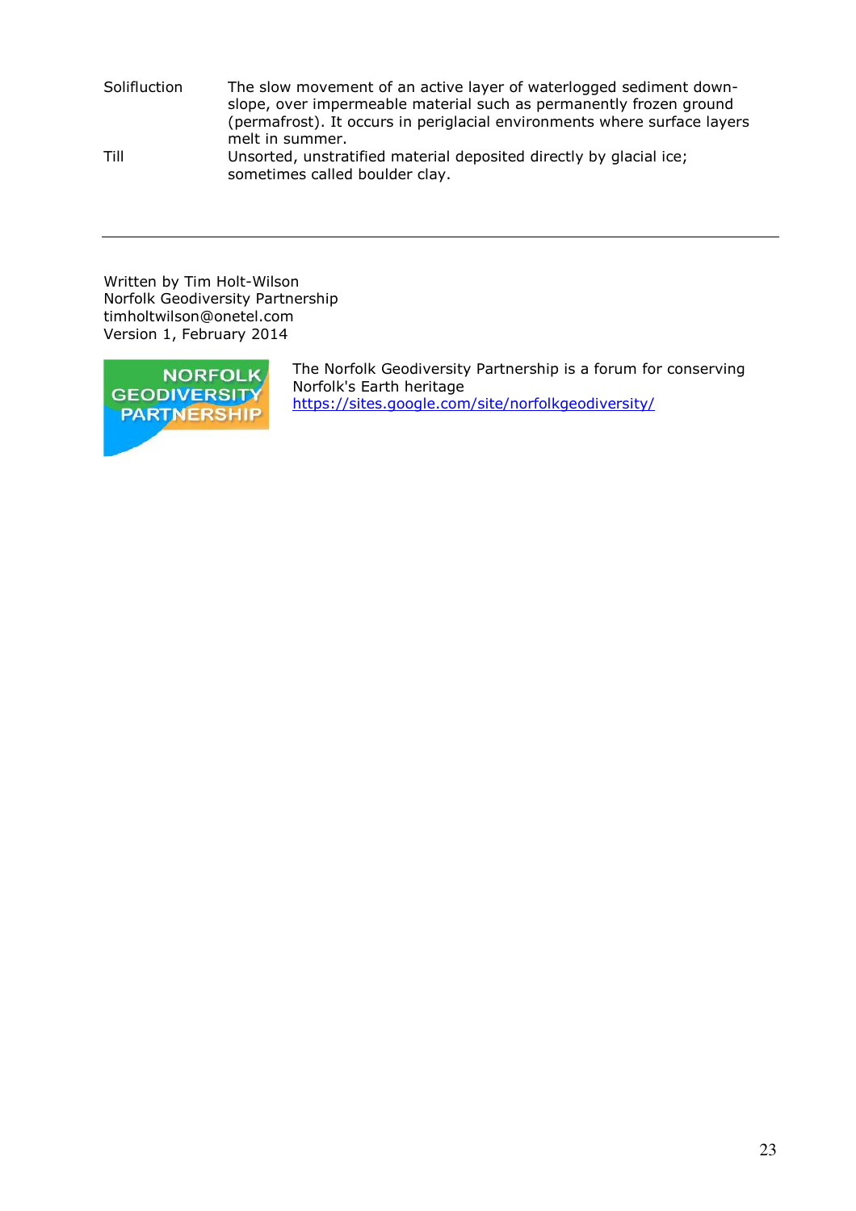| | |
|---|---|
| Solifluction | The slow movement of an active layer of waterlogged sediment down-slope, over impermeable material such as permanently frozen ground (permafrost). It occurs in periglacial environments where surface layers melt in summer. |
| Till | Unsorted, unstratified material deposited directly by glacial ice; sometimes called boulder clay. |

---

Written by Tim Holt-Wilson
Norfolk Geodiversity Partnership
timholtwilson@onetel.com
Version 1, February 2014

NORFOLK GEODIVERSITY PARTNERSHIP

The Norfolk Geodiversity Partnership is a forum for conserving Norfolk's Earth heritage
https://sites.google.com/site/norfolkgeodiversity/